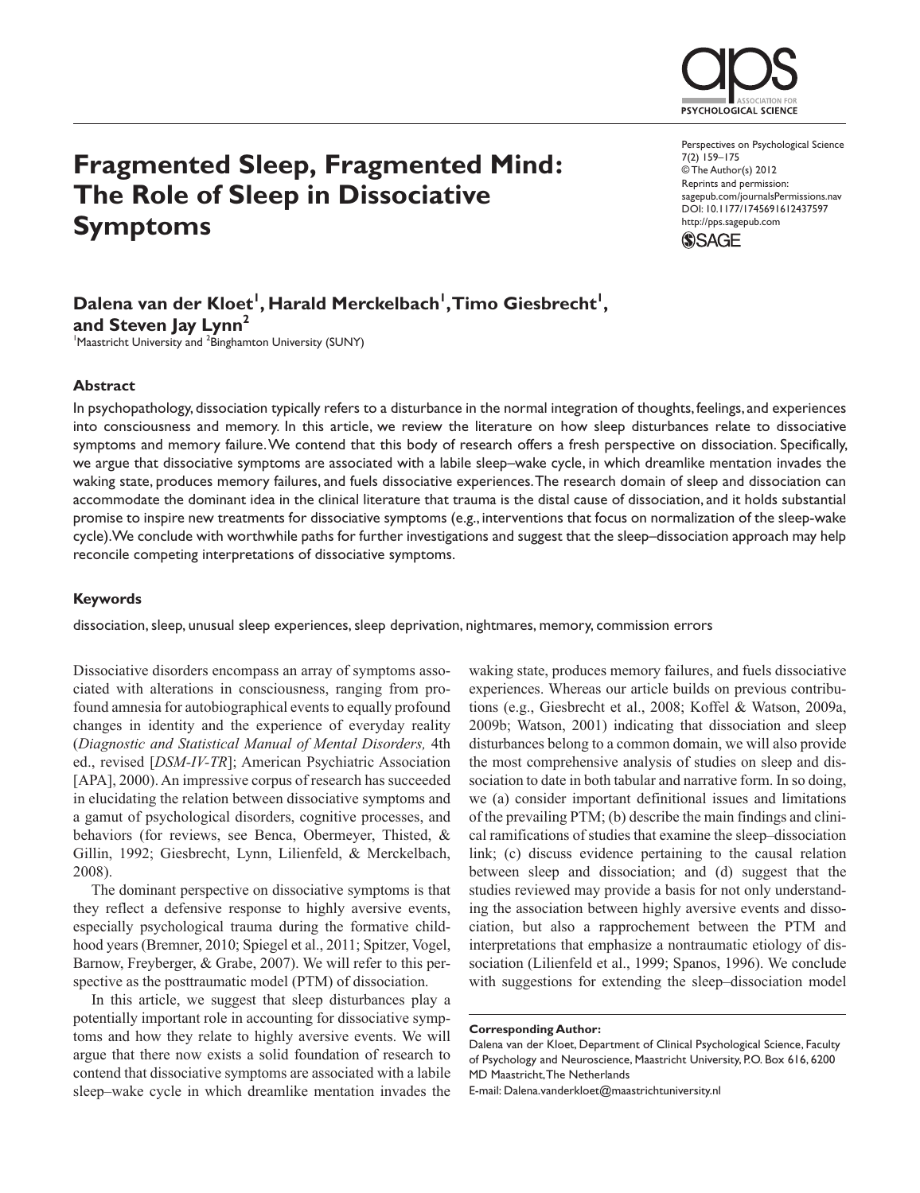# Fragmented Sleep, Fragmented Mind: The Role of Sleep in Dissociative Symptoms

Perspectives on Psychological Science
7(2) 159–175
© The Author(s) 2012
Reprints and permission: sagepub.com/journalsPermissions.nav
DOI: 10.1177/1745691612437597
http://pps.sagepub.com

**Dalena van der Kloet[1], Harald Merckelbach[1], Timo Giesbrecht[1], and Steven Jay Lynn[2]**

[1]Maastricht University and [2]Binghamton University (SUNY)

## Abstract

In psychopathology, dissociation typically refers to a disturbance in the normal integration of thoughts, feelings, and experiences into consciousness and memory. In this article, we review the literature on how sleep disturbances relate to dissociative symptoms and memory failure. We contend that this body of research offers a fresh perspective on dissociation. Specifically, we argue that dissociative symptoms are associated with a labile sleep–wake cycle, in which dreamlike mentation invades the waking state, produces memory failures, and fuels dissociative experiences. The research domain of sleep and dissociation can accommodate the dominant idea in the clinical literature that trauma is the distal cause of dissociation, and it holds substantial promise to inspire new treatments for dissociative symptoms (e.g., interventions that focus on normalization of the sleep-wake cycle). We conclude with worthwhile paths for further investigations and suggest that the sleep–dissociation approach may help reconcile competing interpretations of dissociative symptoms.

## Keywords

dissociation, sleep, unusual sleep experiences, sleep deprivation, nightmares, memory, commission errors

Dissociative disorders encompass an array of symptoms associated with alterations in consciousness, ranging from profound amnesia for autobiographical events to equally profound changes in identity and the experience of everyday reality (*Diagnostic and Statistical Manual of Mental Disorders,* 4th ed., revised [*DSM-IV-TR*]; American Psychiatric Association [APA], 2000). An impressive corpus of research has succeeded in elucidating the relation between dissociative symptoms and a gamut of psychological disorders, cognitive processes, and behaviors (for reviews, see Benca, Obermeyer, Thisted, & Gillin, 1992; Giesbrecht, Lynn, Lilienfeld, & Merckelbach, 2008).

The dominant perspective on dissociative symptoms is that they reflect a defensive response to highly aversive events, especially psychological trauma during the formative childhood years (Bremner, 2010; Spiegel et al., 2011; Spitzer, Vogel, Barnow, Freyberger, & Grabe, 2007). We will refer to this perspective as the posttraumatic model (PTM) of dissociation.

In this article, we suggest that sleep disturbances play a potentially important role in accounting for dissociative symptoms and how they relate to highly aversive events. We will argue that there now exists a solid foundation of research to contend that dissociative symptoms are associated with a labile sleep–wake cycle in which dreamlike mentation invades the waking state, produces memory failures, and fuels dissociative experiences. Whereas our article builds on previous contributions (e.g., Giesbrecht et al., 2008; Koffel & Watson, 2009a, 2009b; Watson, 2001) indicating that dissociation and sleep disturbances belong to a common domain, we will also provide the most comprehensive analysis of studies on sleep and dissociation to date in both tabular and narrative form. In so doing, we (a) consider important definitional issues and limitations of the prevailing PTM; (b) describe the main findings and clinical ramifications of studies that examine the sleep–dissociation link; (c) discuss evidence pertaining to the causal relation between sleep and dissociation; and (d) suggest that the studies reviewed may provide a basis for not only understanding the association between highly aversive events and dissociation, but also a rapprochement between the PTM and interpretations that emphasize a nontraumatic etiology of dissociation (Lilienfeld et al., 1999; Spanos, 1996). We conclude with suggestions for extending the sleep–dissociation model

**Corresponding Author:**
Dalena van der Kloet, Department of Clinical Psychological Science, Faculty of Psychology and Neuroscience, Maastricht University, P.O. Box 616, 6200 MD Maastricht, The Netherlands
E-mail: Dalena.vanderkloet@maastrichtuniversity.nl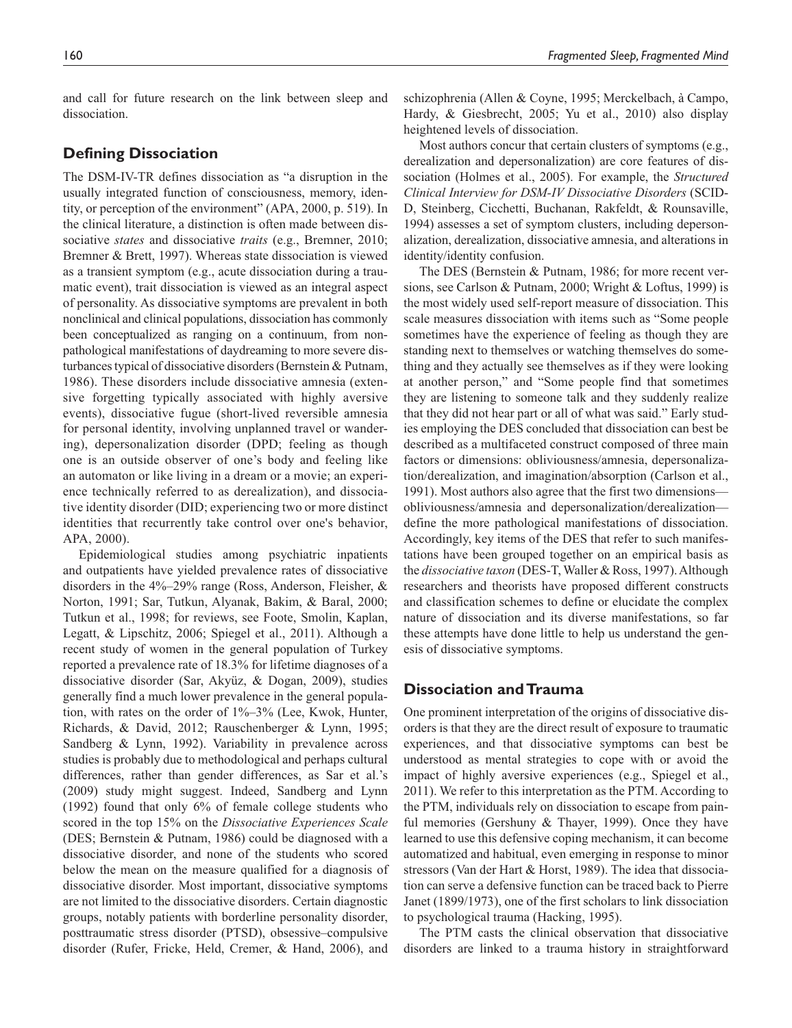and call for future research on the link between sleep and dissociation.

## Defining Dissociation

The DSM-IV-TR defines dissociation as "a disruption in the usually integrated function of consciousness, memory, identity, or perception of the environment" (APA, 2000, p. 519). In the clinical literature, a distinction is often made between dissociative *states* and dissociative *traits* (e.g., Bremner, 2010; Bremner & Brett, 1997). Whereas state dissociation is viewed as a transient symptom (e.g., acute dissociation during a traumatic event), trait dissociation is viewed as an integral aspect of personality. As dissociative symptoms are prevalent in both nonclinical and clinical populations, dissociation has commonly been conceptualized as ranging on a continuum, from nonpathological manifestations of daydreaming to more severe disturbances typical of dissociative disorders (Bernstein & Putnam, 1986). These disorders include dissociative amnesia (extensive forgetting typically associated with highly aversive events), dissociative fugue (short-lived reversible amnesia for personal identity, involving unplanned travel or wandering), depersonalization disorder (DPD; feeling as though one is an outside observer of one's body and feeling like an automaton or like living in a dream or a movie; an experience technically referred to as derealization), and dissociative identity disorder (DID; experiencing two or more distinct identities that recurrently take control over one's behavior, APA, 2000).

Epidemiological studies among psychiatric inpatients and outpatients have yielded prevalence rates of dissociative disorders in the 4%–29% range (Ross, Anderson, Fleisher, & Norton, 1991; Sar, Tutkun, Alyanak, Bakim, & Baral, 2000; Tutkun et al., 1998; for reviews, see Foote, Smolin, Kaplan, Legatt, & Lipschitz, 2006; Spiegel et al., 2011). Although a recent study of women in the general population of Turkey reported a prevalence rate of 18.3% for lifetime diagnoses of a dissociative disorder (Sar, Akyüz, & Dogan, 2009), studies generally find a much lower prevalence in the general population, with rates on the order of 1%–3% (Lee, Kwok, Hunter, Richards, & David, 2012; Rauschenberger & Lynn, 1995; Sandberg & Lynn, 1992). Variability in prevalence across studies is probably due to methodological and perhaps cultural differences, rather than gender differences, as Sar et al.'s (2009) study might suggest. Indeed, Sandberg and Lynn (1992) found that only 6% of female college students who scored in the top 15% on the *Dissociative Experiences Scale* (DES; Bernstein & Putnam, 1986) could be diagnosed with a dissociative disorder, and none of the students who scored below the mean on the measure qualified for a diagnosis of dissociative disorder. Most important, dissociative symptoms are not limited to the dissociative disorders. Certain diagnostic groups, notably patients with borderline personality disorder, posttraumatic stress disorder (PTSD), obsessive–compulsive disorder (Rufer, Fricke, Held, Cremer, & Hand, 2006), and schizophrenia (Allen & Coyne, 1995; Merckelbach, à Campo, Hardy, & Giesbrecht, 2005; Yu et al., 2010) also display heightened levels of dissociation.

Most authors concur that certain clusters of symptoms (e.g., derealization and depersonalization) are core features of dissociation (Holmes et al., 2005). For example, the *Structured Clinical Interview for DSM-IV Dissociative Disorders* (SCID-D, Steinberg, Cicchetti, Buchanan, Rakfeldt, & Rounsaville, 1994) assesses a set of symptom clusters, including depersonalization, derealization, dissociative amnesia, and alterations in identity/identity confusion.

The DES (Bernstein & Putnam, 1986; for more recent versions, see Carlson & Putnam, 2000; Wright & Loftus, 1999) is the most widely used self-report measure of dissociation. This scale measures dissociation with items such as "Some people sometimes have the experience of feeling as though they are standing next to themselves or watching themselves do something and they actually see themselves as if they were looking at another person," and "Some people find that sometimes they are listening to someone talk and they suddenly realize that they did not hear part or all of what was said." Early studies employing the DES concluded that dissociation can best be described as a multifaceted construct composed of three main factors or dimensions: obliviousness/amnesia, depersonalization/derealization, and imagination/absorption (Carlson et al., 1991). Most authors also agree that the first two dimensions—obliviousness/amnesia and depersonalization/derealization—define the more pathological manifestations of dissociation. Accordingly, key items of the DES that refer to such manifestations have been grouped together on an empirical basis as the *dissociative taxon* (DES-T, Waller & Ross, 1997). Although researchers and theorists have proposed different constructs and classification schemes to define or elucidate the complex nature of dissociation and its diverse manifestations, so far these attempts have done little to help us understand the genesis of dissociative symptoms.

## Dissociation and Trauma

One prominent interpretation of the origins of dissociative disorders is that they are the direct result of exposure to traumatic experiences, and that dissociative symptoms can best be understood as mental strategies to cope with or avoid the impact of highly aversive experiences (e.g., Spiegel et al., 2011). We refer to this interpretation as the PTM. According to the PTM, individuals rely on dissociation to escape from painful memories (Gershuny & Thayer, 1999). Once they have learned to use this defensive coping mechanism, it can become automatized and habitual, even emerging in response to minor stressors (Van der Hart & Horst, 1989). The idea that dissociation can serve a defensive function can be traced back to Pierre Janet (1899/1973), one of the first scholars to link dissociation to psychological trauma (Hacking, 1995).

The PTM casts the clinical observation that dissociative disorders are linked to a trauma history in straightforward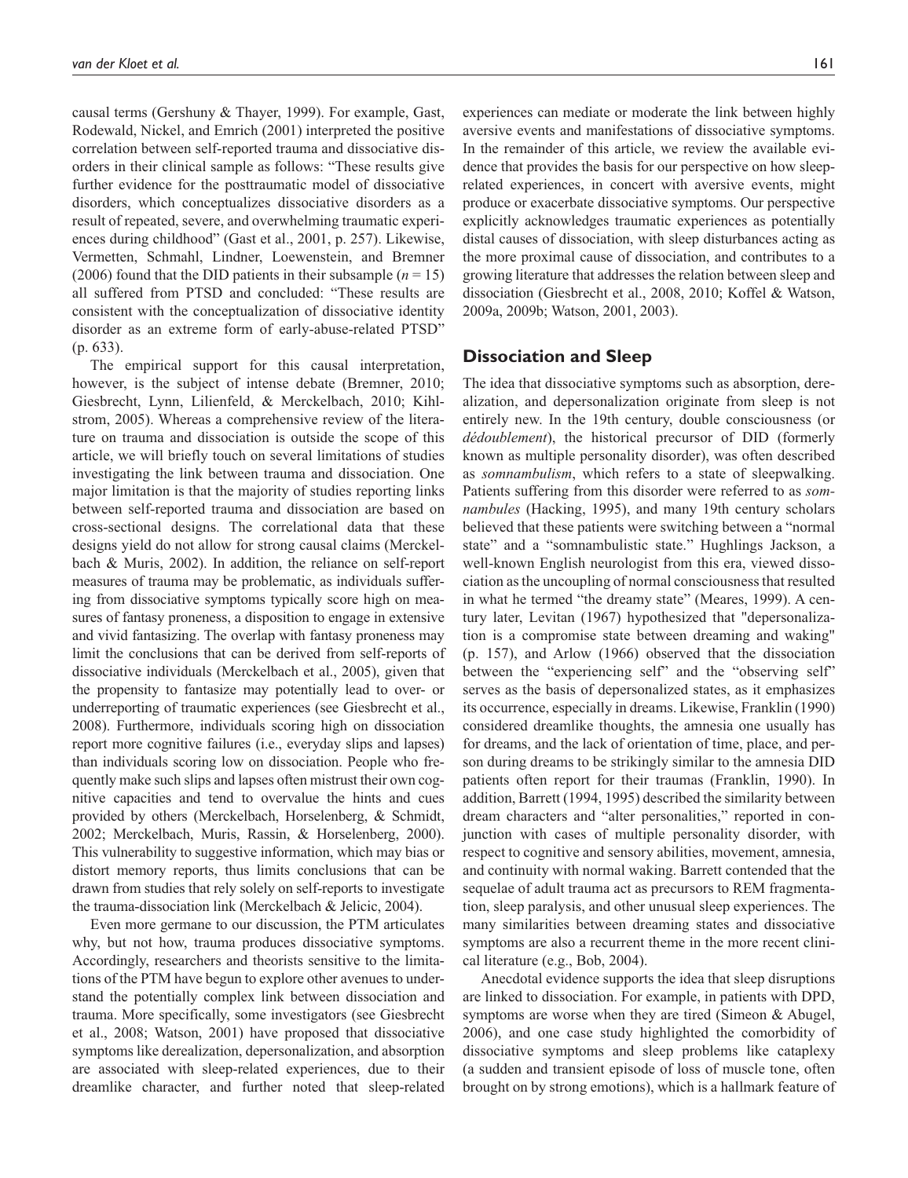causal terms (Gershuny & Thayer, 1999). For example, Gast, Rodewald, Nickel, and Emrich (2001) interpreted the positive correlation between self-reported trauma and dissociative disorders in their clinical sample as follows: "These results give further evidence for the posttraumatic model of dissociative disorders, which conceptualizes dissociative disorders as a result of repeated, severe, and overwhelming traumatic experiences during childhood" (Gast et al., 2001, p. 257). Likewise, Vermetten, Schmahl, Lindner, Loewenstein, and Bremner (2006) found that the DID patients in their subsample ($n = 15$) all suffered from PTSD and concluded: "These results are consistent with the conceptualization of dissociative identity disorder as an extreme form of early-abuse-related PTSD" (p. 633).

The empirical support for this causal interpretation, however, is the subject of intense debate (Bremner, 2010; Giesbrecht, Lynn, Lilienfeld, & Merckelbach, 2010; Kihlstrom, 2005). Whereas a comprehensive review of the literature on trauma and dissociation is outside the scope of this article, we will briefly touch on several limitations of studies investigating the link between trauma and dissociation. One major limitation is that the majority of studies reporting links between self-reported trauma and dissociation are based on cross-sectional designs. The correlational data that these designs yield do not allow for strong causal claims (Merckelbach & Muris, 2002). In addition, the reliance on self-report measures of trauma may be problematic, as individuals suffering from dissociative symptoms typically score high on measures of fantasy proneness, a disposition to engage in extensive and vivid fantasizing. The overlap with fantasy proneness may limit the conclusions that can be derived from self-reports of dissociative individuals (Merckelbach et al., 2005), given that the propensity to fantasize may potentially lead to over- or underreporting of traumatic experiences (see Giesbrecht et al., 2008). Furthermore, individuals scoring high on dissociation report more cognitive failures (i.e., everyday slips and lapses) than individuals scoring low on dissociation. People who frequently make such slips and lapses often mistrust their own cognitive capacities and tend to overvalue the hints and cues provided by others (Merckelbach, Horselenberg, & Schmidt, 2002; Merckelbach, Muris, Rassin, & Horselenberg, 2000). This vulnerability to suggestive information, which may bias or distort memory reports, thus limits conclusions that can be drawn from studies that rely solely on self-reports to investigate the trauma-dissociation link (Merckelbach & Jelicic, 2004).

Even more germane to our discussion, the PTM articulates why, but not how, trauma produces dissociative symptoms. Accordingly, researchers and theorists sensitive to the limitations of the PTM have begun to explore other avenues to understand the potentially complex link between dissociation and trauma. More specifically, some investigators (see Giesbrecht et al., 2008; Watson, 2001) have proposed that dissociative symptoms like derealization, depersonalization, and absorption are associated with sleep-related experiences, due to their dreamlike character, and further noted that sleep-related experiences can mediate or moderate the link between highly aversive events and manifestations of dissociative symptoms. In the remainder of this article, we review the available evidence that provides the basis for our perspective on how sleep-related experiences, in concert with aversive events, might produce or exacerbate dissociative symptoms. Our perspective explicitly acknowledges traumatic experiences as potentially distal causes of dissociation, with sleep disturbances acting as the more proximal cause of dissociation, and contributes to a growing literature that addresses the relation between sleep and dissociation (Giesbrecht et al., 2008, 2010; Koffel & Watson, 2009a, 2009b; Watson, 2001, 2003).

## Dissociation and Sleep

The idea that dissociative symptoms such as absorption, derealization, and depersonalization originate from sleep is not entirely new. In the 19th century, double consciousness (or *dédoublement*), the historical precursor of DID (formerly known as multiple personality disorder), was often described as *somnambulism*, which refers to a state of sleepwalking. Patients suffering from this disorder were referred to as *somnambules* (Hacking, 1995), and many 19th century scholars believed that these patients were switching between a "normal state" and a "somnambulistic state." Hughlings Jackson, a well-known English neurologist from this era, viewed dissociation as the uncoupling of normal consciousness that resulted in what he termed "the dreamy state" (Meares, 1999). A century later, Levitan (1967) hypothesized that "depersonalization is a compromise state between dreaming and waking" (p. 157), and Arlow (1966) observed that the dissociation between the "experiencing self" and the "observing self" serves as the basis of depersonalized states, as it emphasizes its occurrence, especially in dreams. Likewise, Franklin (1990) considered dreamlike thoughts, the amnesia one usually has for dreams, and the lack of orientation of time, place, and person during dreams to be strikingly similar to the amnesia DID patients often report for their traumas (Franklin, 1990). In addition, Barrett (1994, 1995) described the similarity between dream characters and "alter personalities," reported in conjunction with cases of multiple personality disorder, with respect to cognitive and sensory abilities, movement, amnesia, and continuity with normal waking. Barrett contended that the sequelae of adult trauma act as precursors to REM fragmentation, sleep paralysis, and other unusual sleep experiences. The many similarities between dreaming states and dissociative symptoms are also a recurrent theme in the more recent clinical literature (e.g., Bob, 2004).

Anecdotal evidence supports the idea that sleep disruptions are linked to dissociation. For example, in patients with DPD, symptoms are worse when they are tired (Simeon & Abugel, 2006), and one case study highlighted the comorbidity of dissociative symptoms and sleep problems like cataplexy (a sudden and transient episode of loss of muscle tone, often brought on by strong emotions), which is a hallmark feature of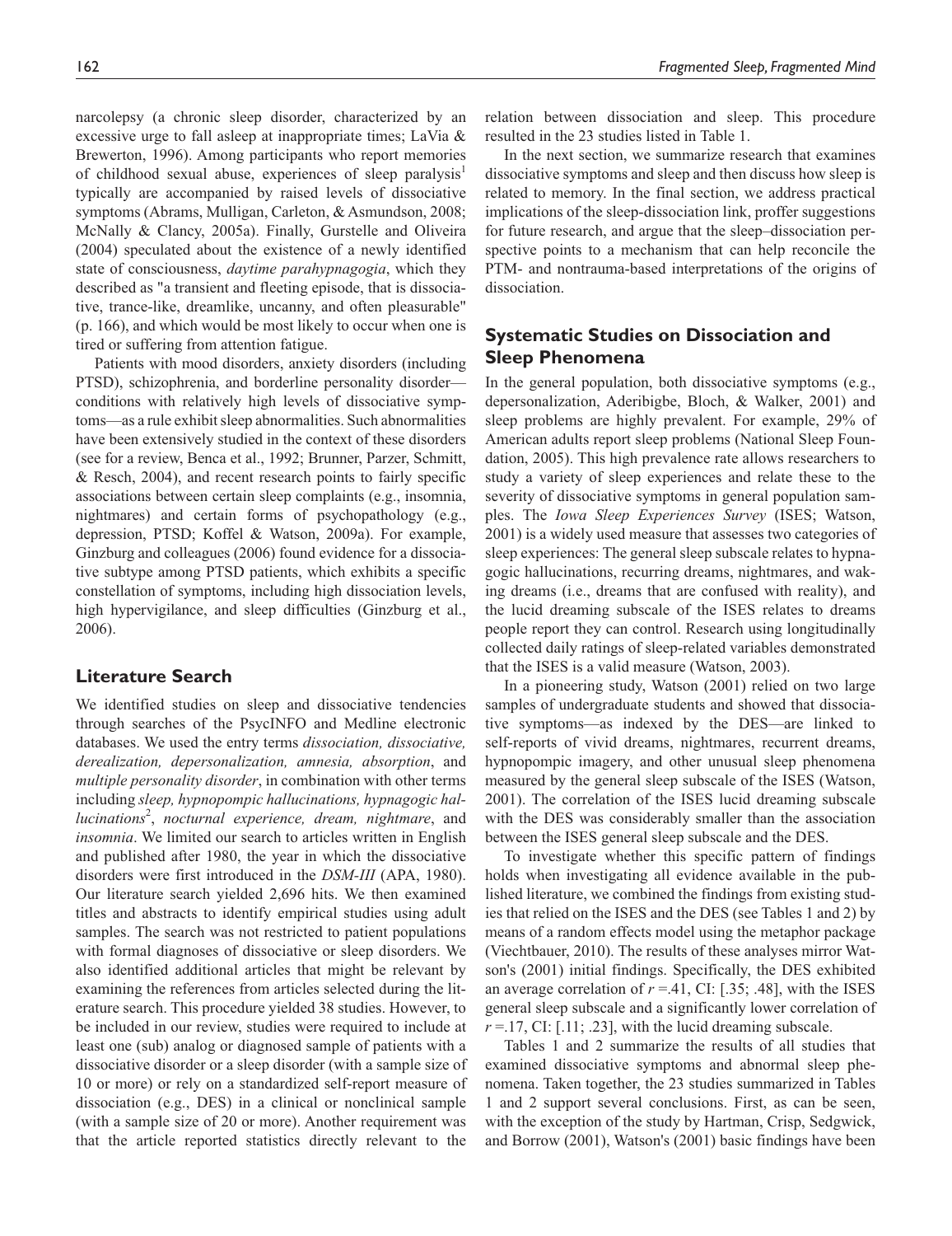narcolepsy (a chronic sleep disorder, characterized by an excessive urge to fall asleep at inappropriate times; LaVia & Brewerton, 1996). Among participants who report memories of childhood sexual abuse, experiences of sleep paralysis[1] typically are accompanied by raised levels of dissociative symptoms (Abrams, Mulligan, Carleton, & Asmundson, 2008; McNally & Clancy, 2005a). Finally, Gurstelle and Oliveira (2004) speculated about the existence of a newly identified state of consciousness, *daytime parahypnagogia*, which they described as "a transient and fleeting episode, that is dissociative, trance-like, dreamlike, uncanny, and often pleasurable" (p. 166), and which would be most likely to occur when one is tired or suffering from attention fatigue.

Patients with mood disorders, anxiety disorders (including PTSD), schizophrenia, and borderline personality disorder—conditions with relatively high levels of dissociative symptoms—as a rule exhibit sleep abnormalities. Such abnormalities have been extensively studied in the context of these disorders (see for a review, Benca et al., 1992; Brunner, Parzer, Schmitt, & Resch, 2004), and recent research points to fairly specific associations between certain sleep complaints (e.g., insomnia, nightmares) and certain forms of psychopathology (e.g., depression, PTSD; Koffel & Watson, 2009a). For example, Ginzburg and colleagues (2006) found evidence for a dissociative subtype among PTSD patients, which exhibits a specific constellation of symptoms, including high dissociation levels, high hypervigilance, and sleep difficulties (Ginzburg et al., 2006).

## Literature Search

We identified studies on sleep and dissociative tendencies through searches of the PsycINFO and Medline electronic databases. We used the entry terms *dissociation, dissociative, derealization, depersonalization, amnesia, absorption*, and *multiple personality disorder*, in combination with other terms including *sleep, hypnopompic hallucinations, hypnagogic hallucinations*[2], *nocturnal experience, dream, nightmare*, and *insomnia*. We limited our search to articles written in English and published after 1980, the year in which the dissociative disorders were first introduced in the *DSM-III* (APA, 1980). Our literature search yielded 2,696 hits. We then examined titles and abstracts to identify empirical studies using adult samples. The search was not restricted to patient populations with formal diagnoses of dissociative or sleep disorders. We also identified additional articles that might be relevant by examining the references from articles selected during the literature search. This procedure yielded 38 studies. However, to be included in our review, studies were required to include at least one (sub) analog or diagnosed sample of patients with a dissociative disorder or a sleep disorder (with a sample size of 10 or more) or rely on a standardized self-report measure of dissociation (e.g., DES) in a clinical or nonclinical sample (with a sample size of 20 or more). Another requirement was that the article reported statistics directly relevant to the relation between dissociation and sleep. This procedure resulted in the 23 studies listed in Table 1.

In the next section, we summarize research that examines dissociative symptoms and sleep and then discuss how sleep is related to memory. In the final section, we address practical implications of the sleep-dissociation link, proffer suggestions for future research, and argue that the sleep–dissociation perspective points to a mechanism that can help reconcile the PTM- and nontrauma-based interpretations of the origins of dissociation.

## Systematic Studies on Dissociation and Sleep Phenomena

In the general population, both dissociative symptoms (e.g., depersonalization, Aderibigbe, Bloch, & Walker, 2001) and sleep problems are highly prevalent. For example, 29% of American adults report sleep problems (National Sleep Foundation, 2005). This high prevalence rate allows researchers to study a variety of sleep experiences and relate these to the severity of dissociative symptoms in general population samples. The *Iowa Sleep Experiences Survey* (ISES; Watson, 2001) is a widely used measure that assesses two categories of sleep experiences: The general sleep subscale relates to hypnagogic hallucinations, recurring dreams, nightmares, and waking dreams (i.e., dreams that are confused with reality), and the lucid dreaming subscale of the ISES relates to dreams people report they can control. Research using longitudinally collected daily ratings of sleep-related variables demonstrated that the ISES is a valid measure (Watson, 2003).

In a pioneering study, Watson (2001) relied on two large samples of undergraduate students and showed that dissociative symptoms—as indexed by the DES—are linked to self-reports of vivid dreams, nightmares, recurrent dreams, hypnopompic imagery, and other unusual sleep phenomena measured by the general sleep subscale of the ISES (Watson, 2001). The correlation of the ISES lucid dreaming subscale with the DES was considerably smaller than the association between the ISES general sleep subscale and the DES.

To investigate whether this specific pattern of findings holds when investigating all evidence available in the published literature, we combined the findings from existing studies that relied on the ISES and the DES (see Tables 1 and 2) by means of a random effects model using the metaphor package (Viechtbauer, 2010). The results of these analyses mirror Watson's (2001) initial findings. Specifically, the DES exhibited an average correlation of $r = .41$, CI: [.35; .48], with the ISES general sleep subscale and a significantly lower correlation of $r = .17$, CI: [.11; .23], with the lucid dreaming subscale.

Tables 1 and 2 summarize the results of all studies that examined dissociative symptoms and abnormal sleep phenomena. Taken together, the 23 studies summarized in Tables 1 and 2 support several conclusions. First, as can be seen, with the exception of the study by Hartman, Crisp, Sedgwick, and Borrow (2001), Watson's (2001) basic findings have been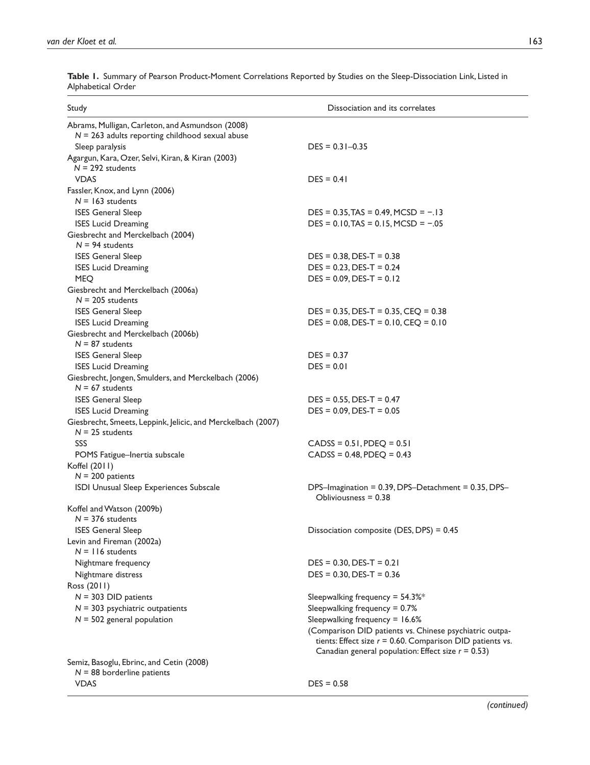**Table 1.** Summary of Pearson Product-Moment Correlations Reported by Studies on the Sleep-Dissociation Link, Listed in Alphabetical Order

| Study | Dissociation and its correlates |
|---|---|
| Abrams, Mulligan, Carleton, and Asmundson (2008) | |
| $N$ = 263 adults reporting childhood sexual abuse | |
| Sleep paralysis | DES = 0.31–0.35 |
| Agargun, Kara, Ozer, Selvi, Kiran, & Kiran (2003) | |
| $N$ = 292 students | |
| VDAS | DES = 0.41 |
| Fassler, Knox, and Lynn (2006) | |
| $N$ = 163 students | |
| ISES General Sleep | DES = 0.35, TAS = 0.49, MCSD = −.13 |
| ISES Lucid Dreaming | DES = 0.10, TAS = 0.15, MCSD = −.05 |
| Giesbrecht and Merckelbach (2004) | |
| $N$ = 94 students | |
| ISES General Sleep | DES = 0.38, DES-T = 0.38 |
| ISES Lucid Dreaming | DES = 0.23, DES-T = 0.24 |
| MEQ | DES = 0.09, DES-T = 0.12 |
| Giesbrecht and Merckelbach (2006a) | |
| $N$ = 205 students | |
| ISES General Sleep | DES = 0.35, DES-T = 0.35, CEQ = 0.38 |
| ISES Lucid Dreaming | DES = 0.08, DES-T = 0.10, CEQ = 0.10 |
| Giesbrecht and Merckelbach (2006b) | |
| $N$ = 87 students | |
| ISES General Sleep | DES = 0.37 |
| ISES Lucid Dreaming | DES = 0.01 |
| Giesbrecht, Jongen, Smulders, and Merckelbach (2006) | |
| $N$ = 67 students | |
| ISES General Sleep | DES = 0.55, DES-T = 0.47 |
| ISES Lucid Dreaming | DES = 0.09, DES-T = 0.05 |
| Giesbrecht, Smeets, Leppink, Jelicic, and Merckelbach (2007) | |
| $N$ = 25 students | |
| SSS | CADSS = 0.51, PDEQ = 0.51 |
| POMS Fatigue–Inertia subscale | CADSS = 0.48, PDEQ = 0.43 |
| Koffel (2011) | |
| $N$ = 200 patients | |
| ISDI Unusual Sleep Experiences Subscale | DPS–Imagination = 0.39, DPS–Detachment = 0.35, DPS–Obliviousness = 0.38 |
| Koffel and Watson (2009b) | |
| $N$ = 376 students | |
| ISES General Sleep | Dissociation composite (DES, DPS) = 0.45 |
| Levin and Fireman (2002a) | |
| $N$ = 116 students | |
| Nightmare frequency | DES = 0.30, DES-T = 0.21 |
| Nightmare distress | DES = 0.30, DES-T = 0.36 |
| Ross (2011) | |
| $N$ = 303 DID patients | Sleepwalking frequency = 54.3%* |
| $N$ = 303 psychiatric outpatients | Sleepwalking frequency = 0.7% |
| $N$ = 502 general population | Sleepwalking frequency = 16.6% |
| | (Comparison DID patients vs. Chinese psychiatric outpatients: Effect size $r$ = 0.60. Comparison DID patients vs. Canadian general population: Effect size $r$ = 0.53) |
| Semiz, Basoglu, Ebrinc, and Cetin (2008) | |
| $N$ = 88 borderline patients | |
| VDAS | DES = 0.58 |

*(continued)*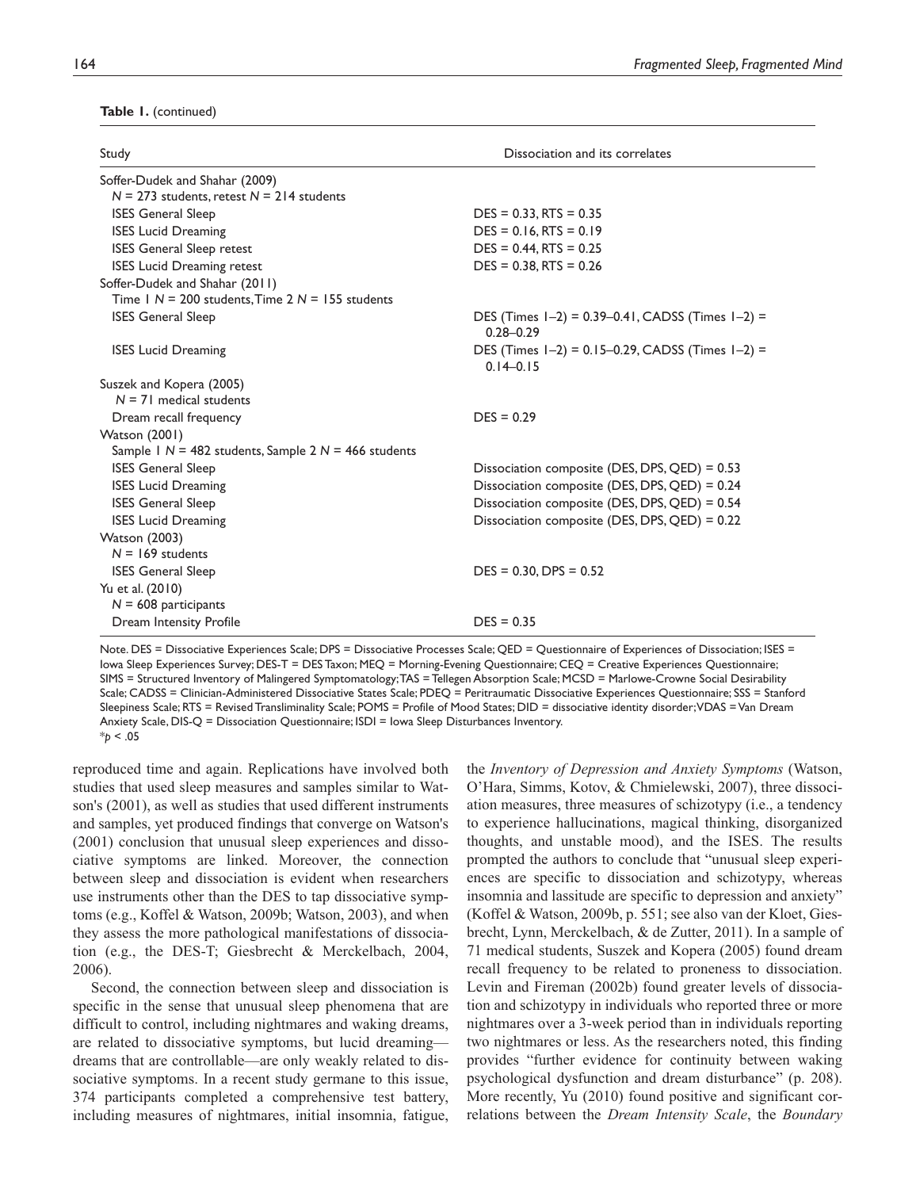**Table 1.** (continued)

| Study | Dissociation and its correlates |
|---|---|
| Soffer-Dudek and Shahar (2009) | |
| $N$ = 273 students, retest $N$ = 214 students | |
| ISES General Sleep | DES = 0.33, RTS = 0.35 |
| ISES Lucid Dreaming | DES = 0.16, RTS = 0.19 |
| ISES General Sleep retest | DES = 0.44, RTS = 0.25 |
| ISES Lucid Dreaming retest | DES = 0.38, RTS = 0.26 |
| Soffer-Dudek and Shahar (2011) | |
| Time 1 $N$ = 200 students, Time 2 $N$ = 155 students | |
| ISES General Sleep | DES (Times 1–2) = 0.39–0.41, CADSS (Times 1–2) = 0.28–0.29 |
| ISES Lucid Dreaming | DES (Times 1–2) = 0.15–0.29, CADSS (Times 1–2) = 0.14–0.15 |
| Suszek and Kopera (2005) | |
| $N$ = 71 medical students | |
| Dream recall frequency | DES = 0.29 |
| Watson (2001) | |
| Sample 1 $N$ = 482 students, Sample 2 $N$ = 466 students | |
| ISES General Sleep | Dissociation composite (DES, DPS, QED) = 0.53 |
| ISES Lucid Dreaming | Dissociation composite (DES, DPS, QED) = 0.24 |
| ISES General Sleep | Dissociation composite (DES, DPS, QED) = 0.54 |
| ISES Lucid Dreaming | Dissociation composite (DES, DPS, QED) = 0.22 |
| Watson (2003) | |
| $N$ = 169 students | |
| ISES General Sleep | DES = 0.30, DPS = 0.52 |
| Yu et al. (2010) | |
| $N$ = 608 participants | |
| Dream Intensity Profile | DES = 0.35 |

Note. DES = Dissociative Experiences Scale; DPS = Dissociative Processes Scale; QED = Questionnaire of Experiences of Dissociation; ISES = Iowa Sleep Experiences Survey; DES-T = DES Taxon; MEQ = Morning-Evening Questionnaire; CEQ = Creative Experiences Questionnaire; SIMS = Structured Inventory of Malingered Symptomatology; TAS = Tellegen Absorption Scale; MCSD = Marlowe-Crowne Social Desirability Scale; CADSS = Clinician-Administered Dissociative States Scale; PDEQ = Peritraumatic Dissociative Experiences Questionnaire; SSS = Stanford Sleepiness Scale; RTS = Revised Transliminality Scale; POMS = Profile of Mood States; DID = dissociative identity disorder; VDAS = Van Dream Anxiety Scale, DIS-Q = Dissociation Questionnaire; ISDI = Iowa Sleep Disturbances Inventory.
*$p$ < .05

reproduced time and again. Replications have involved both studies that used sleep measures and samples similar to Watson's (2001), as well as studies that used different instruments and samples, yet produced findings that converge on Watson's (2001) conclusion that unusual sleep experiences and dissociative symptoms are linked. Moreover, the connection between sleep and dissociation is evident when researchers use instruments other than the DES to tap dissociative symptoms (e.g., Koffel & Watson, 2009b; Watson, 2003), and when they assess the more pathological manifestations of dissociation (e.g., the DES-T; Giesbrecht & Merckelbach, 2004, 2006).

Second, the connection between sleep and dissociation is specific in the sense that unusual sleep phenomena that are difficult to control, including nightmares and waking dreams, are related to dissociative symptoms, but lucid dreaming—dreams that are controllable—are only weakly related to dissociative symptoms. In a recent study germane to this issue, 374 participants completed a comprehensive test battery, including measures of nightmares, initial insomnia, fatigue, the *Inventory of Depression and Anxiety Symptoms* (Watson, O'Hara, Simms, Kotov, & Chmielewski, 2007), three dissociation measures, three measures of schizotypy (i.e., a tendency to experience hallucinations, magical thinking, disorganized thoughts, and unstable mood), and the ISES. The results prompted the authors to conclude that "unusual sleep experiences are specific to dissociation and schizotypy, whereas insomnia and lassitude are specific to depression and anxiety" (Koffel & Watson, 2009b, p. 551; see also van der Kloet, Giesbrecht, Lynn, Merckelbach, & de Zutter, 2011). In a sample of 71 medical students, Suszek and Kopera (2005) found dream recall frequency to be related to proneness to dissociation. Levin and Fireman (2002b) found greater levels of dissociation and schizotypy in individuals who reported three or more nightmares over a 3-week period than in individuals reporting two nightmares or less. As the researchers noted, this finding provides "further evidence for continuity between waking psychological dysfunction and dream disturbance" (p. 208). More recently, Yu (2010) found positive and significant correlations between the *Dream Intensity Scale*, the *Boundary*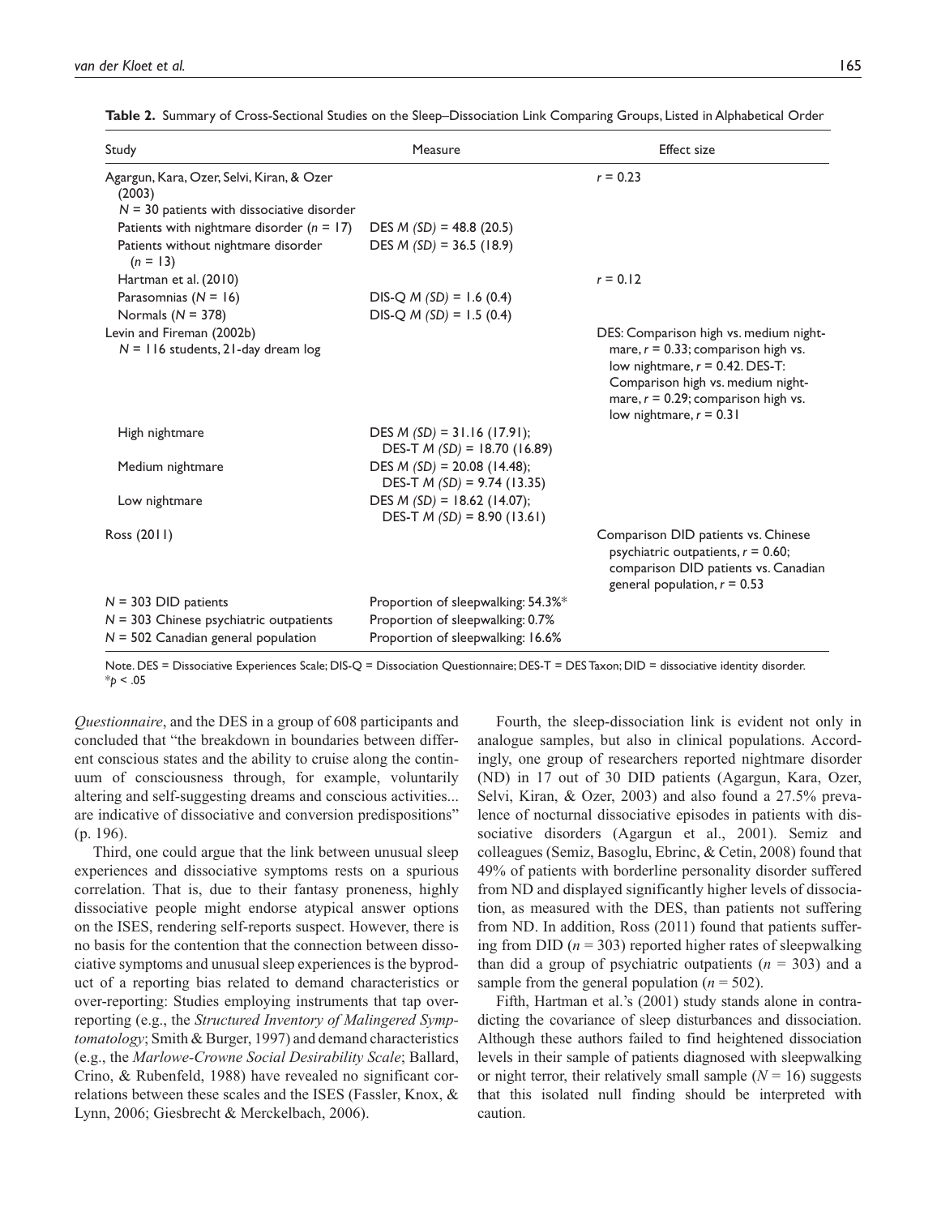**Table 2.** Summary of Cross-Sectional Studies on the Sleep–Dissociation Link Comparing Groups, Listed in Alphabetical Order

| Study | Measure | Effect size |
|---|---|---|
| Agargun, Kara, Ozer, Selvi, Kiran, & Ozer (2003) | | $r = 0.23$ |
| $N = 30$ patients with dissociative disorder | | |
| Patients with nightmare disorder ($n = 17$) | DES $M$ $(SD)$ = 48.8 (20.5) | |
| Patients without nightmare disorder ($n = 13$) | DES $M$ $(SD)$ = 36.5 (18.9) | |
| Hartman et al. (2010) | | $r = 0.12$ |
| Parasomnias ($N = 16$) | DIS-Q $M$ $(SD)$ = 1.6 (0.4) | |
| Normals ($N = 378$) | DIS-Q $M$ $(SD)$ = 1.5 (0.4) | |
| Levin and Fireman (2002b) $N = 116$ students, 21-day dream log | | DES: Comparison high vs. medium nightmare, $r = 0.33$; comparison high vs. low nightmare, $r = 0.42$. DES-T: Comparison high vs. medium nightmare, $r = 0.29$; comparison high vs. low nightmare, $r = 0.31$ |
| High nightmare | DES $M$ $(SD)$ = 31.16 (17.91); DES-T $M$ $(SD)$ = 18.70 (16.89) | |
| Medium nightmare | DES $M$ $(SD)$ = 20.08 (14.48); DES-T $M$ $(SD)$ = 9.74 (13.35) | |
| Low nightmare | DES $M$ $(SD)$ = 18.62 (14.07); DES-T $M$ $(SD)$ = 8.90 (13.61) | |
| Ross (2011) | | Comparison DID patients vs. Chinese psychiatric outpatients, $r = 0.60$; comparison DID patients vs. Canadian general population, $r = 0.53$ |
| $N = 303$ DID patients | Proportion of sleepwalking: 54.3%* | |
| $N = 303$ Chinese psychiatric outpatients | Proportion of sleepwalking: 0.7% | |
| $N = 502$ Canadian general population | Proportion of sleepwalking: 16.6% | |

Note. DES = Dissociative Experiences Scale; DIS-Q = Dissociation Questionnaire; DES-T = DES Taxon; DID = dissociative identity disorder.
*$p < .05$

*Questionnaire*, and the DES in a group of 608 participants and concluded that "the breakdown in boundaries between different conscious states and the ability to cruise along the continuum of consciousness through, for example, voluntarily altering and self-suggesting dreams and conscious activities... are indicative of dissociative and conversion predispositions" (p. 196).

Third, one could argue that the link between unusual sleep experiences and dissociative symptoms rests on a spurious correlation. That is, due to their fantasy proneness, highly dissociative people might endorse atypical answer options on the ISES, rendering self-reports suspect. However, there is no basis for the contention that the connection between dissociative symptoms and unusual sleep experiences is the byproduct of a reporting bias related to demand characteristics or over-reporting: Studies employing instruments that tap over-reporting (e.g., the *Structured Inventory of Malingered Symptomatology*; Smith & Burger, 1997) and demand characteristics (e.g., the *Marlowe-Crowne Social Desirability Scale*; Ballard, Crino, & Rubenfeld, 1988) have revealed no significant correlations between these scales and the ISES (Fassler, Knox, & Lynn, 2006; Giesbrecht & Merckelbach, 2006).

Fourth, the sleep-dissociation link is evident not only in analogue samples, but also in clinical populations. Accordingly, one group of researchers reported nightmare disorder (ND) in 17 out of 30 DID patients (Agargun, Kara, Ozer, Selvi, Kiran, & Ozer, 2003) and also found a 27.5% prevalence of nocturnal dissociative episodes in patients with dissociative disorders (Agargun et al., 2001). Semiz and colleagues (Semiz, Basoglu, Ebrinc, & Cetin, 2008) found that 49% of patients with borderline personality disorder suffered from ND and displayed significantly higher levels of dissociation, as measured with the DES, than patients not suffering from ND. In addition, Ross (2011) found that patients suffering from DID ($n = 303$) reported higher rates of sleepwalking than did a group of psychiatric outpatients ($n = 303$) and a sample from the general population ($n = 502$).

Fifth, Hartman et al.'s (2001) study stands alone in contradicting the covariance of sleep disturbances and dissociation. Although these authors failed to find heightened dissociation levels in their sample of patients diagnosed with sleepwalking or night terror, their relatively small sample ($N = 16$) suggests that this isolated null finding should be interpreted with caution.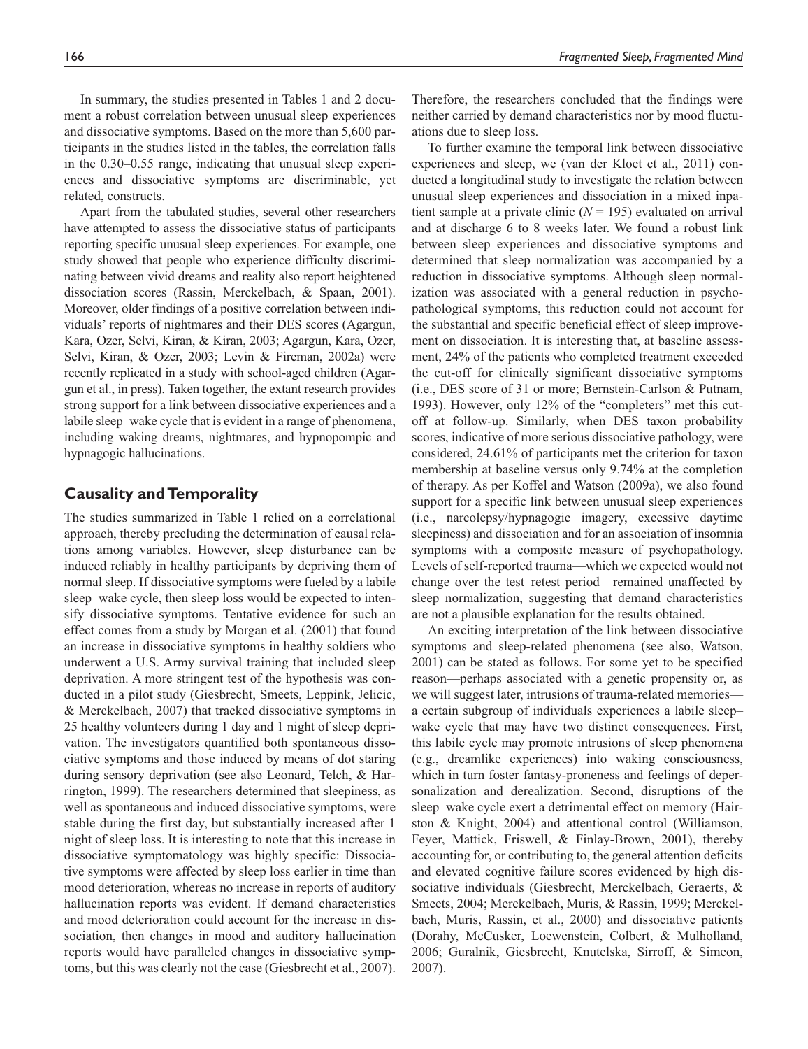In summary, the studies presented in Tables 1 and 2 document a robust correlation between unusual sleep experiences and dissociative symptoms. Based on the more than 5,600 participants in the studies listed in the tables, the correlation falls in the 0.30–0.55 range, indicating that unusual sleep experiences and dissociative symptoms are discriminable, yet related, constructs.

Apart from the tabulated studies, several other researchers have attempted to assess the dissociative status of participants reporting specific unusual sleep experiences. For example, one study showed that people who experience difficulty discriminating between vivid dreams and reality also report heightened dissociation scores (Rassin, Merckelbach, & Spaan, 2001). Moreover, older findings of a positive correlation between individuals' reports of nightmares and their DES scores (Agargun, Kara, Ozer, Selvi, Kiran, & Kiran, 2003; Agargun, Kara, Ozer, Selvi, Kiran, & Ozer, 2003; Levin & Fireman, 2002a) were recently replicated in a study with school-aged children (Agargun et al., in press). Taken together, the extant research provides strong support for a link between dissociative experiences and a labile sleep–wake cycle that is evident in a range of phenomena, including waking dreams, nightmares, and hypnopompic and hypnagogic hallucinations.

## Causality and Temporality

The studies summarized in Table 1 relied on a correlational approach, thereby precluding the determination of causal relations among variables. However, sleep disturbance can be induced reliably in healthy participants by depriving them of normal sleep. If dissociative symptoms were fueled by a labile sleep–wake cycle, then sleep loss would be expected to intensify dissociative symptoms. Tentative evidence for such an effect comes from a study by Morgan et al. (2001) that found an increase in dissociative symptoms in healthy soldiers who underwent a U.S. Army survival training that included sleep deprivation. A more stringent test of the hypothesis was conducted in a pilot study (Giesbrecht, Smeets, Leppink, Jelicic, & Merckelbach, 2007) that tracked dissociative symptoms in 25 healthy volunteers during 1 day and 1 night of sleep deprivation. The investigators quantified both spontaneous dissociative symptoms and those induced by means of dot staring during sensory deprivation (see also Leonard, Telch, & Harrington, 1999). The researchers determined that sleepiness, as well as spontaneous and induced dissociative symptoms, were stable during the first day, but substantially increased after 1 night of sleep loss. It is interesting to note that this increase in dissociative symptomatology was highly specific: Dissociative symptoms were affected by sleep loss earlier in time than mood deterioration, whereas no increase in reports of auditory hallucination reports was evident. If demand characteristics and mood deterioration could account for the increase in dissociation, then changes in mood and auditory hallucination reports would have paralleled changes in dissociative symptoms, but this was clearly not the case (Giesbrecht et al., 2007). Therefore, the researchers concluded that the findings were neither carried by demand characteristics nor by mood fluctuations due to sleep loss.

To further examine the temporal link between dissociative experiences and sleep, we (van der Kloet et al., 2011) conducted a longitudinal study to investigate the relation between unusual sleep experiences and dissociation in a mixed inpatient sample at a private clinic ($N = 195$) evaluated on arrival and at discharge 6 to 8 weeks later. We found a robust link between sleep experiences and dissociative symptoms and determined that sleep normalization was accompanied by a reduction in dissociative symptoms. Although sleep normalization was associated with a general reduction in psychopathological symptoms, this reduction could not account for the substantial and specific beneficial effect of sleep improvement on dissociation. It is interesting that, at baseline assessment, 24% of the patients who completed treatment exceeded the cut-off for clinically significant dissociative symptoms (i.e., DES score of 31 or more; Bernstein-Carlson & Putnam, 1993). However, only 12% of the "completers" met this cutoff at follow-up. Similarly, when DES taxon probability scores, indicative of more serious dissociative pathology, were considered, 24.61% of participants met the criterion for taxon membership at baseline versus only 9.74% at the completion of therapy. As per Koffel and Watson (2009a), we also found support for a specific link between unusual sleep experiences (i.e., narcolepsy/hypnagogic imagery, excessive daytime sleepiness) and dissociation and for an association of insomnia symptoms with a composite measure of psychopathology. Levels of self-reported trauma—which we expected would not change over the test–retest period—remained unaffected by sleep normalization, suggesting that demand characteristics are not a plausible explanation for the results obtained.

An exciting interpretation of the link between dissociative symptoms and sleep-related phenomena (see also, Watson, 2001) can be stated as follows. For some yet to be specified reason—perhaps associated with a genetic propensity or, as we will suggest later, intrusions of trauma-related memories—a certain subgroup of individuals experiences a labile sleep–wake cycle that may have two distinct consequences. First, this labile cycle may promote intrusions of sleep phenomena (e.g., dreamlike experiences) into waking consciousness, which in turn foster fantasy-proneness and feelings of depersonalization and derealization. Second, disruptions of the sleep–wake cycle exert a detrimental effect on memory (Hairston & Knight, 2004) and attentional control (Williamson, Feyer, Mattick, Friswell, & Finlay-Brown, 2001), thereby accounting for, or contributing to, the general attention deficits and elevated cognitive failure scores evidenced by high dissociative individuals (Giesbrecht, Merckelbach, Geraerts, & Smeets, 2004; Merckelbach, Muris, & Rassin, 1999; Merckelbach, Muris, Rassin, et al., 2000) and dissociative patients (Dorahy, McCusker, Loewenstein, Colbert, & Mulholland, 2006; Guralnik, Giesbrecht, Knutelska, Sirroff, & Simeon, 2007).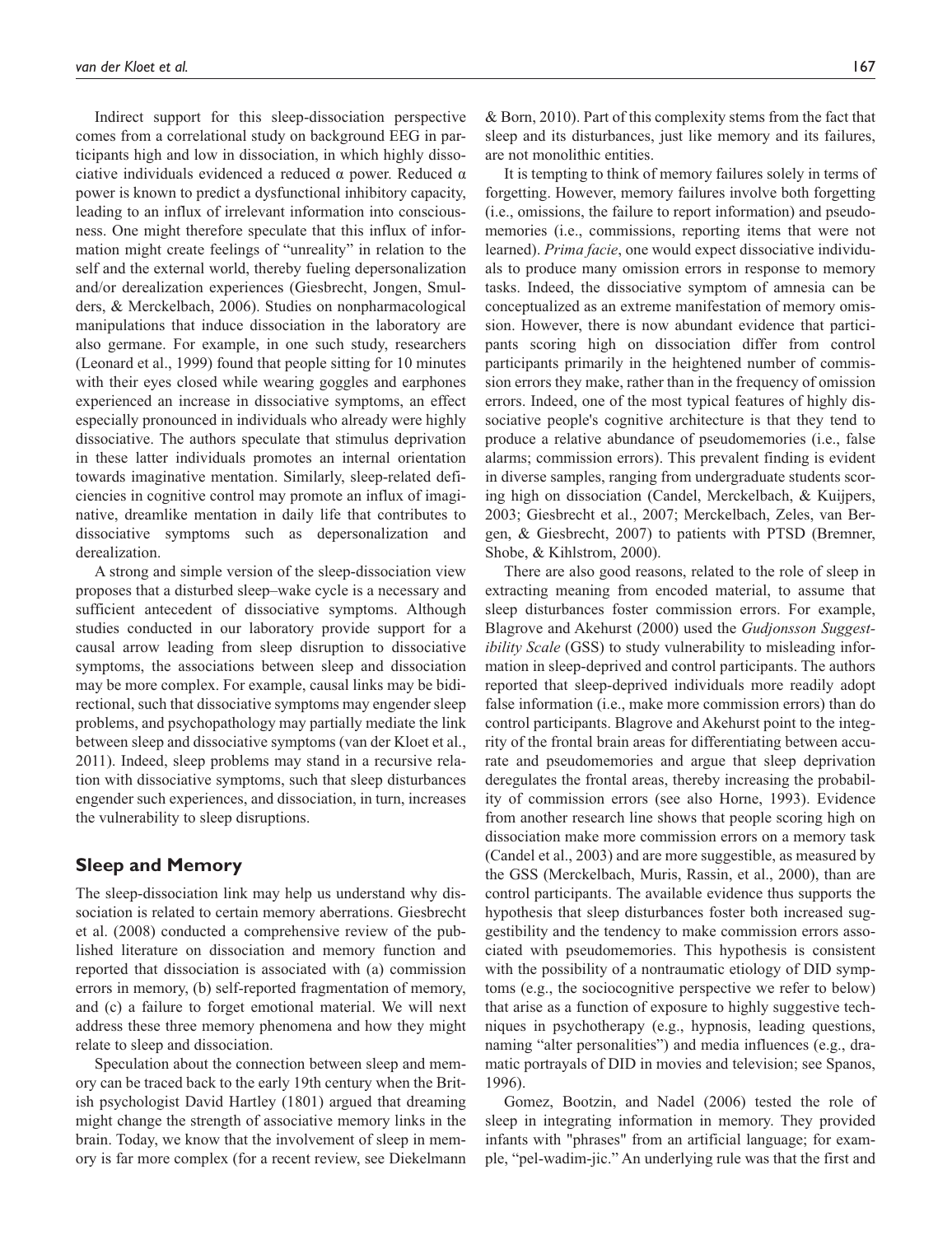Indirect support for this sleep-dissociation perspective comes from a correlational study on background EEG in participants high and low in dissociation, in which highly dissociative individuals evidenced a reduced α power. Reduced α power is known to predict a dysfunctional inhibitory capacity, leading to an influx of irrelevant information into consciousness. One might therefore speculate that this influx of information might create feelings of "unreality" in relation to the self and the external world, thereby fueling depersonalization and/or derealization experiences (Giesbrecht, Jongen, Smulders, & Merckelbach, 2006). Studies on nonpharmacological manipulations that induce dissociation in the laboratory are also germane. For example, in one such study, researchers (Leonard et al., 1999) found that people sitting for 10 minutes with their eyes closed while wearing goggles and earphones experienced an increase in dissociative symptoms, an effect especially pronounced in individuals who already were highly dissociative. The authors speculate that stimulus deprivation in these latter individuals promotes an internal orientation towards imaginative mentation. Similarly, sleep-related deficiencies in cognitive control may promote an influx of imaginative, dreamlike mentation in daily life that contributes to dissociative symptoms such as depersonalization and derealization.

A strong and simple version of the sleep-dissociation view proposes that a disturbed sleep–wake cycle is a necessary and sufficient antecedent of dissociative symptoms. Although studies conducted in our laboratory provide support for a causal arrow leading from sleep disruption to dissociative symptoms, the associations between sleep and dissociation may be more complex. For example, causal links may be bidirectional, such that dissociative symptoms may engender sleep problems, and psychopathology may partially mediate the link between sleep and dissociative symptoms (van der Kloet et al., 2011). Indeed, sleep problems may stand in a recursive relation with dissociative symptoms, such that sleep disturbances engender such experiences, and dissociation, in turn, increases the vulnerability to sleep disruptions.

## Sleep and Memory

The sleep-dissociation link may help us understand why dissociation is related to certain memory aberrations. Giesbrecht et al. (2008) conducted a comprehensive review of the published literature on dissociation and memory function and reported that dissociation is associated with (a) commission errors in memory, (b) self-reported fragmentation of memory, and (c) a failure to forget emotional material. We will next address these three memory phenomena and how they might relate to sleep and dissociation.

Speculation about the connection between sleep and memory can be traced back to the early 19th century when the British psychologist David Hartley (1801) argued that dreaming might change the strength of associative memory links in the brain. Today, we know that the involvement of sleep in memory is far more complex (for a recent review, see Diekelmann & Born, 2010). Part of this complexity stems from the fact that sleep and its disturbances, just like memory and its failures, are not monolithic entities.

It is tempting to think of memory failures solely in terms of forgetting. However, memory failures involve both forgetting (i.e., omissions, the failure to report information) and pseudomemories (i.e., commissions, reporting items that were not learned). *Prima facie*, one would expect dissociative individuals to produce many omission errors in response to memory tasks. Indeed, the dissociative symptom of amnesia can be conceptualized as an extreme manifestation of memory omission. However, there is now abundant evidence that participants scoring high on dissociation differ from control participants primarily in the heightened number of commission errors they make, rather than in the frequency of omission errors. Indeed, one of the most typical features of highly dissociative people's cognitive architecture is that they tend to produce a relative abundance of pseudomemories (i.e., false alarms; commission errors). This prevalent finding is evident in diverse samples, ranging from undergraduate students scoring high on dissociation (Candel, Merckelbach, & Kuijpers, 2003; Giesbrecht et al., 2007; Merckelbach, Zeles, van Bergen, & Giesbrecht, 2007) to patients with PTSD (Bremner, Shobe, & Kihlstrom, 2000).

There are also good reasons, related to the role of sleep in extracting meaning from encoded material, to assume that sleep disturbances foster commission errors. For example, Blagrove and Akehurst (2000) used the *Gudjonsson Suggestibility Scale* (GSS) to study vulnerability to misleading information in sleep-deprived and control participants. The authors reported that sleep-deprived individuals more readily adopt false information (i.e., make more commission errors) than do control participants. Blagrove and Akehurst point to the integrity of the frontal brain areas for differentiating between accurate and pseudomemories and argue that sleep deprivation deregulates the frontal areas, thereby increasing the probability of commission errors (see also Horne, 1993). Evidence from another research line shows that people scoring high on dissociation make more commission errors on a memory task (Candel et al., 2003) and are more suggestible, as measured by the GSS (Merckelbach, Muris, Rassin, et al., 2000), than are control participants. The available evidence thus supports the hypothesis that sleep disturbances foster both increased suggestibility and the tendency to make commission errors associated with pseudomemories. This hypothesis is consistent with the possibility of a nontraumatic etiology of DID symptoms (e.g., the sociocognitive perspective we refer to below) that arise as a function of exposure to highly suggestive techniques in psychotherapy (e.g., hypnosis, leading questions, naming "alter personalities") and media influences (e.g., dramatic portrayals of DID in movies and television; see Spanos, 1996).

Gomez, Bootzin, and Nadel (2006) tested the role of sleep in integrating information in memory. They provided infants with "phrases" from an artificial language; for example, "pel-wadim-jic." An underlying rule was that the first and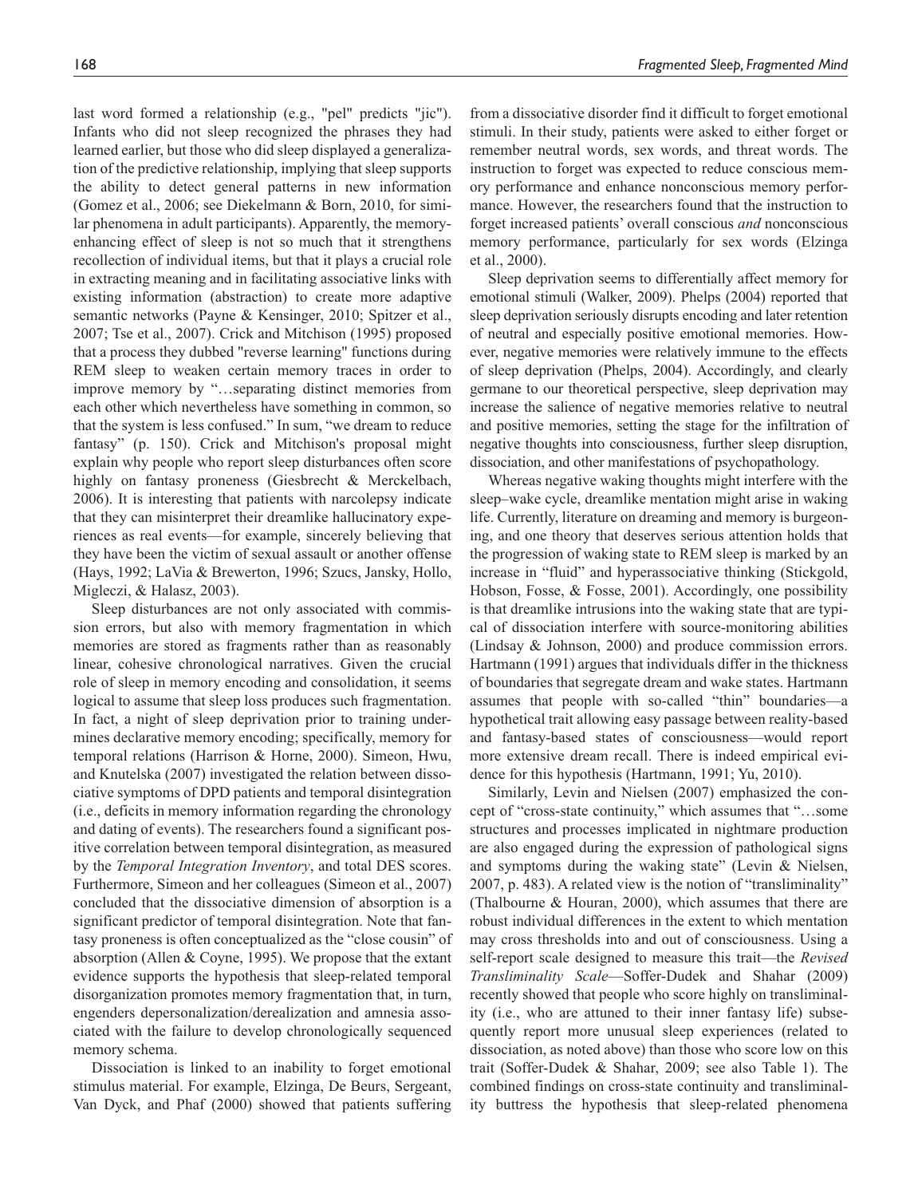last word formed a relationship (e.g., "pel" predicts "jic"). Infants who did not sleep recognized the phrases they had learned earlier, but those who did sleep displayed a generalization of the predictive relationship, implying that sleep supports the ability to detect general patterns in new information (Gomez et al., 2006; see Diekelmann & Born, 2010, for similar phenomena in adult participants). Apparently, the memory-enhancing effect of sleep is not so much that it strengthens recollection of individual items, but that it plays a crucial role in extracting meaning and in facilitating associative links with existing information (abstraction) to create more adaptive semantic networks (Payne & Kensinger, 2010; Spitzer et al., 2007; Tse et al., 2007). Crick and Mitchison (1995) proposed that a process they dubbed "reverse learning" functions during REM sleep to weaken certain memory traces in order to improve memory by "…separating distinct memories from each other which nevertheless have something in common, so that the system is less confused." In sum, "we dream to reduce fantasy" (p. 150). Crick and Mitchison's proposal might explain why people who report sleep disturbances often score highly on fantasy proneness (Giesbrecht & Merckelbach, 2006). It is interesting that patients with narcolepsy indicate that they can misinterpret their dreamlike hallucinatory experiences as real events—for example, sincerely believing that they have been the victim of sexual assault or another offense (Hays, 1992; LaVia & Brewerton, 1996; Szucs, Jansky, Hollo, Migleczi, & Halasz, 2003).

Sleep disturbances are not only associated with commission errors, but also with memory fragmentation in which memories are stored as fragments rather than as reasonably linear, cohesive chronological narratives. Given the crucial role of sleep in memory encoding and consolidation, it seems logical to assume that sleep loss produces such fragmentation. In fact, a night of sleep deprivation prior to training undermines declarative memory encoding; specifically, memory for temporal relations (Harrison & Horne, 2000). Simeon, Hwu, and Knutelska (2007) investigated the relation between dissociative symptoms of DPD patients and temporal disintegration (i.e., deficits in memory information regarding the chronology and dating of events). The researchers found a significant positive correlation between temporal disintegration, as measured by the *Temporal Integration Inventory*, and total DES scores. Furthermore, Simeon and her colleagues (Simeon et al., 2007) concluded that the dissociative dimension of absorption is a significant predictor of temporal disintegration. Note that fantasy proneness is often conceptualized as the "close cousin" of absorption (Allen & Coyne, 1995). We propose that the extant evidence supports the hypothesis that sleep-related temporal disorganization promotes memory fragmentation that, in turn, engenders depersonalization/derealization and amnesia associated with the failure to develop chronologically sequenced memory schema.

Dissociation is linked to an inability to forget emotional stimulus material. For example, Elzinga, De Beurs, Sergeant, Van Dyck, and Phaf (2000) showed that patients suffering from a dissociative disorder find it difficult to forget emotional stimuli. In their study, patients were asked to either forget or remember neutral words, sex words, and threat words. The instruction to forget was expected to reduce conscious memory performance and enhance nonconscious memory performance. However, the researchers found that the instruction to forget increased patients' overall conscious *and* nonconscious memory performance, particularly for sex words (Elzinga et al., 2000).

Sleep deprivation seems to differentially affect memory for emotional stimuli (Walker, 2009). Phelps (2004) reported that sleep deprivation seriously disrupts encoding and later retention of neutral and especially positive emotional memories. However, negative memories were relatively immune to the effects of sleep deprivation (Phelps, 2004). Accordingly, and clearly germane to our theoretical perspective, sleep deprivation may increase the salience of negative memories relative to neutral and positive memories, setting the stage for the infiltration of negative thoughts into consciousness, further sleep disruption, dissociation, and other manifestations of psychopathology.

Whereas negative waking thoughts might interfere with the sleep–wake cycle, dreamlike mentation might arise in waking life. Currently, literature on dreaming and memory is burgeoning, and one theory that deserves serious attention holds that the progression of waking state to REM sleep is marked by an increase in "fluid" and hyperassociative thinking (Stickgold, Hobson, Fosse, & Fosse, 2001). Accordingly, one possibility is that dreamlike intrusions into the waking state that are typical of dissociation interfere with source-monitoring abilities (Lindsay & Johnson, 2000) and produce commission errors. Hartmann (1991) argues that individuals differ in the thickness of boundaries that segregate dream and wake states. Hartmann assumes that people with so-called "thin" boundaries—a hypothetical trait allowing easy passage between reality-based and fantasy-based states of consciousness—would report more extensive dream recall. There is indeed empirical evidence for this hypothesis (Hartmann, 1991; Yu, 2010).

Similarly, Levin and Nielsen (2007) emphasized the concept of "cross-state continuity," which assumes that "…some structures and processes implicated in nightmare production are also engaged during the expression of pathological signs and symptoms during the waking state" (Levin & Nielsen, 2007, p. 483). A related view is the notion of "transliminality" (Thalbourne & Houran, 2000), which assumes that there are robust individual differences in the extent to which mentation may cross thresholds into and out of consciousness. Using a self-report scale designed to measure this trait—the *Revised Transliminality Scale*—Soffer-Dudek and Shahar (2009) recently showed that people who score highly on transliminality (i.e., who are attuned to their inner fantasy life) subsequently report more unusual sleep experiences (related to dissociation, as noted above) than those who score low on this trait (Soffer-Dudek & Shahar, 2009; see also Table 1). The combined findings on cross-state continuity and transliminality buttress the hypothesis that sleep-related phenomena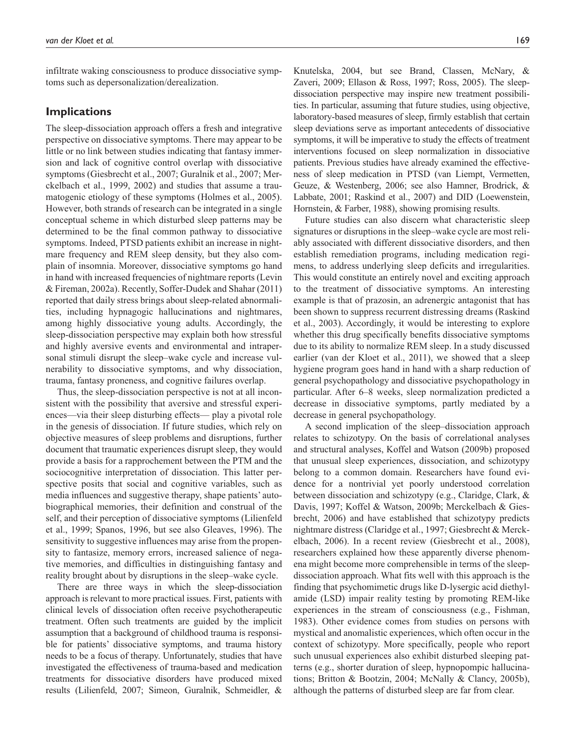infiltrate waking consciousness to produce dissociative symptoms such as depersonalization/derealization.

## Implications

The sleep-dissociation approach offers a fresh and integrative perspective on dissociative symptoms. There may appear to be little or no link between studies indicating that fantasy immersion and lack of cognitive control overlap with dissociative symptoms (Giesbrecht et al., 2007; Guralnik et al., 2007; Merckelbach et al., 1999, 2002) and studies that assume a traumatogenic etiology of these symptoms (Holmes et al., 2005). However, both strands of research can be integrated in a single conceptual scheme in which disturbed sleep patterns may be determined to be the final common pathway to dissociative symptoms. Indeed, PTSD patients exhibit an increase in nightmare frequency and REM sleep density, but they also complain of insomnia. Moreover, dissociative symptoms go hand in hand with increased frequencies of nightmare reports (Levin & Fireman, 2002a). Recently, Soffer-Dudek and Shahar (2011) reported that daily stress brings about sleep-related abnormalities, including hypnagogic hallucinations and nightmares, among highly dissociative young adults. Accordingly, the sleep-dissociation perspective may explain both how stressful and highly aversive events and environmental and intrapersonal stimuli disrupt the sleep–wake cycle and increase vulnerability to dissociative symptoms, and why dissociation, trauma, fantasy proneness, and cognitive failures overlap.

Thus, the sleep-dissociation perspective is not at all inconsistent with the possibility that aversive and stressful experiences—via their sleep disturbing effects— play a pivotal role in the genesis of dissociation. If future studies, which rely on objective measures of sleep problems and disruptions, further document that traumatic experiences disrupt sleep, they would provide a basis for a rapprochement between the PTM and the sociocognitive interpretation of dissociation. This latter perspective posits that social and cognitive variables, such as media influences and suggestive therapy, shape patients' autobiographical memories, their definition and construal of the self, and their perception of dissociative symptoms (Lilienfeld et al., 1999; Spanos, 1996, but see also Gleaves, 1996). The sensitivity to suggestive influences may arise from the propensity to fantasize, memory errors, increased salience of negative memories, and difficulties in distinguishing fantasy and reality brought about by disruptions in the sleep–wake cycle.

There are three ways in which the sleep-dissociation approach is relevant to more practical issues. First, patients with clinical levels of dissociation often receive psychotherapeutic treatment. Often such treatments are guided by the implicit assumption that a background of childhood trauma is responsible for patients' dissociative symptoms, and trauma history needs to be a focus of therapy. Unfortunately, studies that have investigated the effectiveness of trauma-based and medication treatments for dissociative disorders have produced mixed results (Lilienfeld, 2007; Simeon, Guralnik, Schmeidler, & Knutelska, 2004, but see Brand, Classen, McNary, & Zaveri, 2009; Ellason & Ross, 1997; Ross, 2005). The sleep-dissociation perspective may inspire new treatment possibilities. In particular, assuming that future studies, using objective, laboratory-based measures of sleep, firmly establish that certain sleep deviations serve as important antecedents of dissociative symptoms, it will be imperative to study the effects of treatment interventions focused on sleep normalization in dissociative patients. Previous studies have already examined the effectiveness of sleep medication in PTSD (van Liempt, Vermetten, Geuze, & Westenberg, 2006; see also Hamner, Brodrick, & Labbate, 2001; Raskind et al., 2007) and DID (Loewenstein, Hornstein, & Farber, 1988), showing promising results.

Future studies can also discern what characteristic sleep signatures or disruptions in the sleep–wake cycle are most reliably associated with different dissociative disorders, and then establish remediation programs, including medication regimens, to address underlying sleep deficits and irregularities. This would constitute an entirely novel and exciting approach to the treatment of dissociative symptoms. An interesting example is that of prazosin, an adrenergic antagonist that has been shown to suppress recurrent distressing dreams (Raskind et al., 2003). Accordingly, it would be interesting to explore whether this drug specifically benefits dissociative symptoms due to its ability to normalize REM sleep. In a study discussed earlier (van der Kloet et al., 2011), we showed that a sleep hygiene program goes hand in hand with a sharp reduction of general psychopathology and dissociative psychopathology in particular. After 6–8 weeks, sleep normalization predicted a decrease in dissociative symptoms, partly mediated by a decrease in general psychopathology.

A second implication of the sleep–dissociation approach relates to schizotypy. On the basis of correlational analyses and structural analyses, Koffel and Watson (2009b) proposed that unusual sleep experiences, dissociation, and schizotypy belong to a common domain. Researchers have found evidence for a nontrivial yet poorly understood correlation between dissociation and schizotypy (e.g., Claridge, Clark, & Davis, 1997; Koffel & Watson, 2009b; Merckelbach & Giesbrecht, 2006) and have established that schizotypy predicts nightmare distress (Claridge et al., 1997; Giesbrecht & Merckelbach, 2006). In a recent review (Giesbrecht et al., 2008), researchers explained how these apparently diverse phenomena might become more comprehensible in terms of the sleep-dissociation approach. What fits well with this approach is the finding that psychomimetic drugs like D-lysergic acid diethylamide (LSD) impair reality testing by promoting REM-like experiences in the stream of consciousness (e.g., Fishman, 1983). Other evidence comes from studies on persons with mystical and anomalistic experiences, which often occur in the context of schizotypy. More specifically, people who report such unusual experiences also exhibit disturbed sleeping patterns (e.g., shorter duration of sleep, hypnopompic hallucinations; Britton & Bootzin, 2004; McNally & Clancy, 2005b), although the patterns of disturbed sleep are far from clear.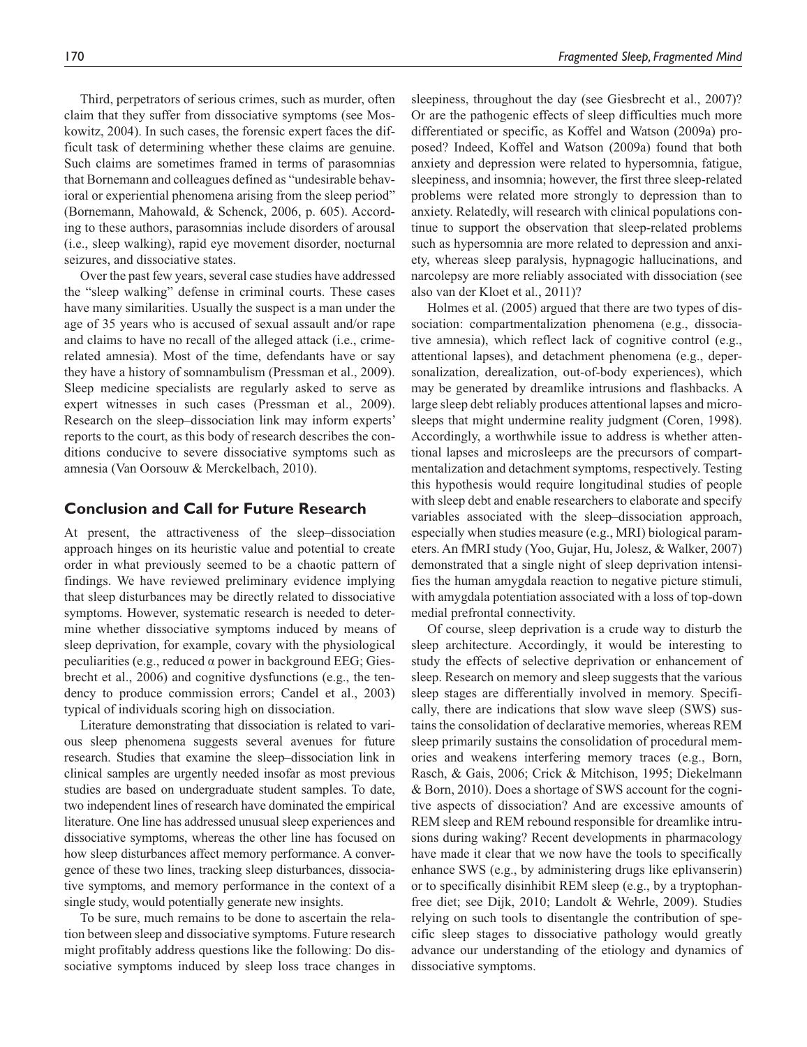Third, perpetrators of serious crimes, such as murder, often claim that they suffer from dissociative symptoms (see Moskowitz, 2004). In such cases, the forensic expert faces the difficult task of determining whether these claims are genuine. Such claims are sometimes framed in terms of parasomnias that Bornemann and colleagues defined as "undesirable behavioral or experiential phenomena arising from the sleep period" (Bornemann, Mahowald, & Schenck, 2006, p. 605). According to these authors, parasomnias include disorders of arousal (i.e., sleep walking), rapid eye movement disorder, nocturnal seizures, and dissociative states.

Over the past few years, several case studies have addressed the "sleep walking" defense in criminal courts. These cases have many similarities. Usually the suspect is a man under the age of 35 years who is accused of sexual assault and/or rape and claims to have no recall of the time, alleged attack (i.e., crime-related amnesia). Most of the time, defendants have or say they have a history of somnambulism (Pressman et al., 2009). Sleep medicine specialists are regularly asked to serve as expert witnesses in such cases (Pressman et al., 2009). Research on the sleep–dissociation link may inform experts' reports to the court, as this body of research describes the conditions conducive to severe dissociative symptoms such as amnesia (Van Oorsouw & Merckelbach, 2010).

## Conclusion and Call for Future Research

At present, the attractiveness of the sleep–dissociation approach hinges on its heuristic value and potential to create order in what previously seemed to be a chaotic pattern of findings. We have reviewed preliminary evidence implying that sleep disturbances may be directly related to dissociative symptoms. However, systematic research is needed to determine whether dissociative symptoms induced by means of sleep deprivation, for example, covary with the physiological peculiarities (e.g., reduced α power in background EEG; Giesbrecht et al., 2006) and cognitive dysfunctions (e.g., the tendency to produce commission errors; Candel et al., 2003) typical of individuals scoring high on dissociation.

Literature demonstrating that dissociation is related to various sleep phenomena suggests several avenues for future research. Studies that examine the sleep–dissociation link in clinical samples are urgently needed insofar as most previous studies are based on undergraduate student samples. To date, two independent lines of research have dominated the empirical literature. One line has addressed unusual sleep experiences and dissociative symptoms, whereas the other line has focused on how sleep disturbances affect memory performance. A convergence of these two lines, tracking sleep disturbances, dissociative symptoms, and memory performance in the context of a single study, would potentially generate new insights.

To be sure, much remains to be done to ascertain the relation between sleep and dissociative symptoms. Future research might profitably address questions like the following: Do dissociative symptoms induced by sleep loss trace changes in sleepiness, throughout the day (see Giesbrecht et al., 2007)? Or are the pathogenic effects of sleep difficulties much more differentiated or specific, as Koffel and Watson (2009a) proposed? Indeed, Koffel and Watson (2009a) found that both anxiety and depression were related to hypersomnia, fatigue, sleepiness, and insomnia; however, the first three sleep-related problems were related more strongly to depression than to anxiety. Relatedly, will research with clinical populations continue to support the observation that sleep-related problems such as hypersomnia are more related to depression and anxiety, whereas sleep paralysis, hypnagogic hallucinations, and narcolepsy are more reliably associated with dissociation (see also van der Kloet et al., 2011)?

Holmes et al. (2005) argued that there are two types of dissociation: compartmentalization phenomena (e.g., dissociative amnesia), which reflect lack of cognitive control (e.g., attentional lapses), and detachment phenomena (e.g., depersonalization, derealization, out-of-body experiences), which may be generated by dreamlike intrusions and flashbacks. A large sleep debt reliably produces attentional lapses and microsleeps that might undermine reality judgment (Coren, 1998). Accordingly, a worthwhile issue to address is whether attentional lapses and microsleeps are the precursors of compartmentalization and detachment symptoms, respectively. Testing this hypothesis would require longitudinal studies of people with sleep debt and enable researchers to elaborate and specify variables associated with the sleep–dissociation approach, especially when studies measure (e.g., MRI) biological parameters. An fMRI study (Yoo, Gujar, Hu, Jolesz, & Walker, 2007) demonstrated that a single night of sleep deprivation intensifies the human amygdala reaction to negative picture stimuli, with amygdala potentiation associated with a loss of top-down medial prefrontal connectivity.

Of course, sleep deprivation is a crude way to disturb the sleep architecture. Accordingly, it would be interesting to study the effects of selective deprivation or enhancement of sleep. Research on memory and sleep suggests that the various sleep stages are differentially involved in memory. Specifically, there are indications that slow wave sleep (SWS) sustains the consolidation of declarative memories, whereas REM sleep primarily sustains the consolidation of procedural memories and weakens interfering memory traces (e.g., Born, Rasch, & Gais, 2006; Crick & Mitchison, 1995; Diekelmann & Born, 2010). Does a shortage of SWS account for the cognitive aspects of dissociation? And are excessive amounts of REM sleep and REM rebound responsible for dreamlike intrusions during waking? Recent developments in pharmacology have made it clear that we now have the tools to specifically enhance SWS (e.g., by administering drugs like eplivanserin) or to specifically disinhibit REM sleep (e.g., by a tryptophan-free diet; see Dijk, 2010; Landolt & Wehrle, 2009). Studies relying on such tools to disentangle the contribution of specific sleep stages to dissociative pathology would greatly advance our understanding of the etiology and dynamics of dissociative symptoms.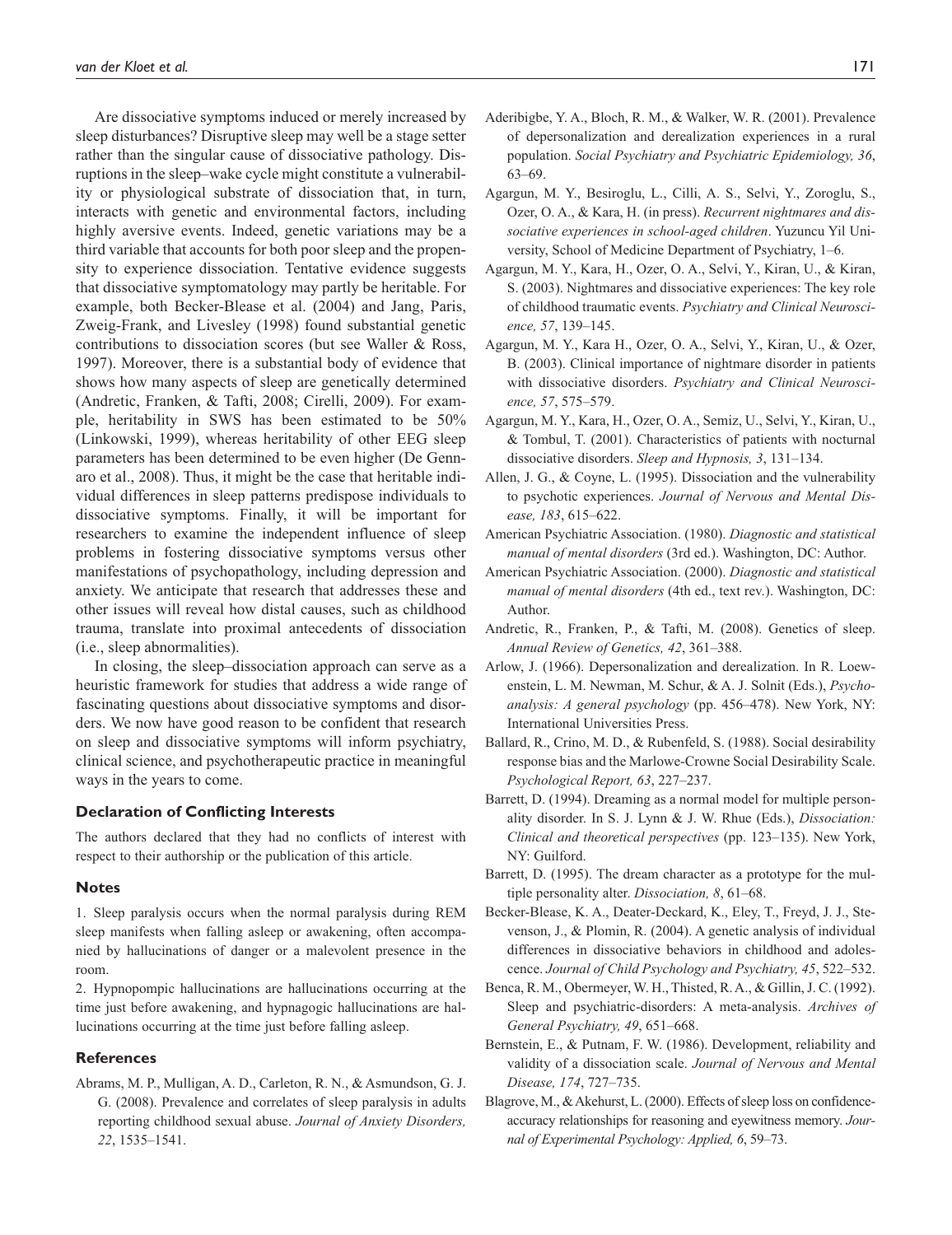Are dissociative symptoms induced or merely increased by sleep disturbances? Disruptive sleep may well be a stage setter rather than the singular cause of dissociative pathology. Disruptions in the sleep–wake cycle might constitute a vulnerability or physiological substrate of dissociation that, in turn, interacts with genetic and environmental factors, including highly aversive events. Indeed, genetic variations may be a third variable that accounts for both poor sleep and the propensity to experience dissociation. Tentative evidence suggests that dissociative symptomatology may partly be heritable. For example, both Becker-Blease et al. (2004) and Jang, Paris, Zweig-Frank, and Livesley (1998) found substantial genetic contributions to dissociation scores (but see Waller & Ross, 1997). Moreover, there is a substantial body of evidence that shows how many aspects of sleep are genetically determined (Andretic, Franken, & Tafti, 2008; Cirelli, 2009). For example, heritability in SWS has been estimated to be 50% (Linkowski, 1999), whereas heritability of other EEG sleep parameters has been determined to be even higher (De Gennaro et al., 2008). Thus, it might be the case that heritable individual differences in sleep patterns predispose individuals to dissociative symptoms. Finally, it will be important for researchers to examine the independent influence of sleep problems in fostering dissociative symptoms versus other manifestations of psychopathology, including depression and anxiety. We anticipate that research that addresses these and other issues will reveal how distal causes, such as childhood trauma, translate into proximal antecedents of dissociation (i.e., sleep abnormalities).

In closing, the sleep–dissociation approach can serve as a heuristic framework for studies that address a wide range of fascinating questions about dissociative symptoms and disorders. We now have good reason to be confident that research on sleep and dissociative symptoms will inform psychiatry, clinical science, and psychotherapeutic practice in meaningful ways in the years to come.

### Declaration of Conflicting Interests

The authors declared that they had no conflicts of interest with respect to their authorship or the publication of this article.

### Notes

1. Sleep paralysis occurs when the normal paralysis during REM sleep manifests when falling asleep or awakening, often accompanied by hallucinations of danger or a malevolent presence in the room.

2. Hypnopompic hallucinations are hallucinations occurring at the time just before awakening, and hypnagogic hallucinations are hallucinations occurring at the time just before falling asleep.

### References

Abrams, M. P., Mulligan, A. D., Carleton, R. N., & Asmundson, G. J. G. (2008). Prevalence and correlates of sleep paralysis in adults reporting childhood sexual abuse. *Journal of Anxiety Disorders, 22*, 1535–1541.

Aderibigbe, Y. A., Bloch, R. M., & Walker, W. R. (2001). Prevalence of depersonalization and derealization experiences in a rural population. *Social Psychiatry and Psychiatric Epidemiology, 36*, 63–69.

Agargun, M. Y., Besiroglu, L., Cilli, A. S., Selvi, Y., Zoroglu, S., Ozer, O. A., & Kara, H. (in press). *Recurrent nightmares and dissociative experiences in school-aged children*. Yuzuncu Yil University, School of Medicine Department of Psychiatry, 1–6.

Agargun, M. Y., Kara, H., Ozer, O. A., Selvi, Y., Kiran, U., & Kiran, S. (2003). Nightmares and dissociative experiences: The key role of childhood traumatic events. *Psychiatry and Clinical Neuroscience, 57*, 139–145.

Agargun, M. Y., Kara H., Ozer, O. A., Selvi, Y., Kiran, U., & Ozer, B. (2003). Clinical importance of nightmare disorder in patients with dissociative disorders. *Psychiatry and Clinical Neuroscience, 57*, 575–579.

Agargun, M. Y., Kara, H., Ozer, O. A., Semiz, U., Selvi, Y., Kiran, U., & Tombul, T. (2001). Characteristics of patients with nocturnal dissociative disorders. *Sleep and Hypnosis, 3*, 131–134.

Allen, J. G., & Coyne, L. (1995). Dissociation and the vulnerability to psychotic experiences. *Journal of Nervous and Mental Disease, 183*, 615–622.

American Psychiatric Association. (1980). *Diagnostic and statistical manual of mental disorders* (3rd ed.). Washington, DC: Author.

American Psychiatric Association. (2000). *Diagnostic and statistical manual of mental disorders* (4th ed., text rev.). Washington, DC: Author.

Andretic, R., Franken, P., & Tafti, M. (2008). Genetics of sleep. *Annual Review of Genetics, 42*, 361–388.

Arlow, J. (1966). Depersonalization and derealization. In R. Loewenstein, L. M. Newman, M. Schur, & A. J. Solnit (Eds.), *Psychoanalysis: A general psychology* (pp. 456–478). New York, NY: International Universities Press.

Ballard, R., Crino, M. D., & Rubenfeld, S. (1988). Social desirability response bias and the Marlowe-Crowne Social Desirability Scale. *Psychological Report, 63*, 227–237.

Barrett, D. (1994). Dreaming as a normal model for multiple personality disorder. In S. J. Lynn & J. W. Rhue (Eds.), *Dissociation: Clinical and theoretical perspectives* (pp. 123–135). New York, NY: Guilford.

Barrett, D. (1995). The dream character as a prototype for the multiple personality alter. *Dissociation, 8*, 61–68.

Becker-Blease, K. A., Deater-Deckard, K., Eley, T., Freyd, J. J., Stevenson, J., & Plomin, R. (2004). A genetic analysis of individual differences in dissociative behaviors in childhood and adolescence. *Journal of Child Psychology and Psychiatry, 45*, 522–532.

Benca, R. M., Obermeyer, W. H., Thisted, R. A., & Gillin, J. C. (1992). Sleep and psychiatric-disorders: A meta-analysis. *Archives of General Psychiatry, 49*, 651–668.

Bernstein, E., & Putnam, F. W. (1986). Development, reliability and validity of a dissociation scale. *Journal of Nervous and Mental Disease, 174*, 727–735.

Blagrove, M., & Akehurst, L. (2000). Effects of sleep loss on confidence-accuracy relationships for reasoning and eyewitness memory. *Journal of Experimental Psychology: Applied, 6*, 59–73.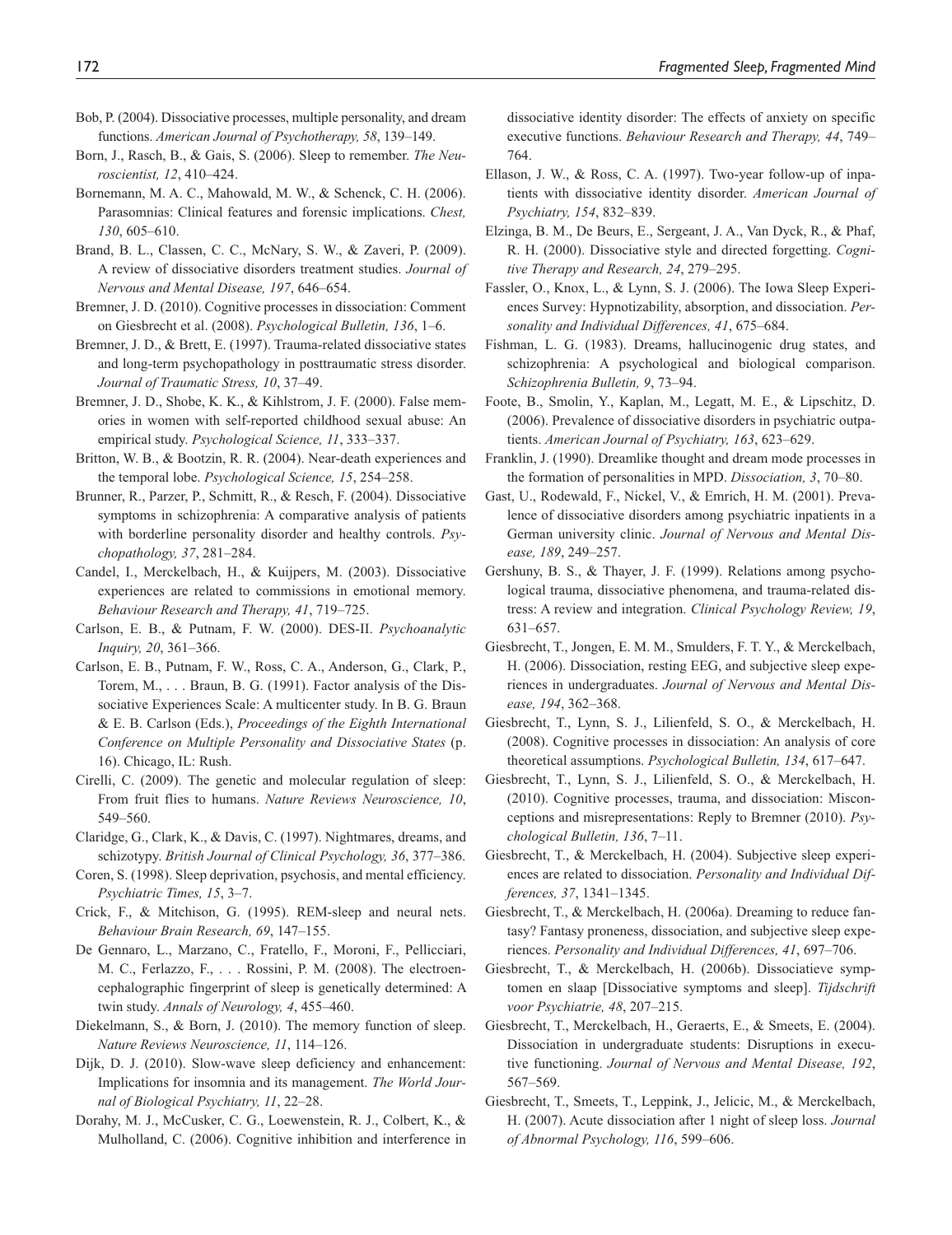Bob, P. (2004). Dissociative processes, multiple personality, and dream functions. *American Journal of Psychotherapy, 58*, 139–149.

Born, J., Rasch, B., & Gais, S. (2006). Sleep to remember. *The Neuroscientist, 12*, 410–424.

Bornemann, M. A. C., Mahowald, M. W., & Schenck, C. H. (2006). Parasomnias: Clinical features and forensic implications. *Chest, 130*, 605–610.

Brand, B. L., Classen, C. C., McNary, S. W., & Zaveri, P. (2009). A review of dissociative disorders treatment studies. *Journal of Nervous and Mental Disease, 197*, 646–654.

Bremner, J. D. (2010). Cognitive processes in dissociation: Comment on Giesbrecht et al. (2008). *Psychological Bulletin, 136*, 1–6.

Bremner, J. D., & Brett, E. (1997). Trauma-related dissociative states and long-term psychopathology in posttraumatic stress disorder. *Journal of Traumatic Stress, 10*, 37–49.

Bremner, J. D., Shobe, K. K., & Kihlstrom, J. F. (2000). False memories in women with self-reported childhood sexual abuse: An empirical study. *Psychological Science, 11*, 333–337.

Britton, W. B., & Bootzin, R. R. (2004). Near-death experiences and the temporal lobe. *Psychological Science, 15*, 254–258.

Brunner, R., Parzer, P., Schmitt, R., & Resch, F. (2004). Dissociative symptoms in schizophrenia: A comparative analysis of patients with borderline personality disorder and healthy controls. *Psychopathology, 37*, 281–284.

Candel, I., Merckelbach, H., & Kuijpers, M. (2003). Dissociative experiences are related to commissions in emotional memory. *Behaviour Research and Therapy, 41*, 719–725.

Carlson, E. B., & Putnam, F. W. (2000). DES-II. *Psychoanalytic Inquiry, 20*, 361–366.

Carlson, E. B., Putnam, F. W., Ross, C. A., Anderson, G., Clark, P., Torem, M., . . . Braun, B. G. (1991). Factor analysis of the Dissociative Experiences Scale: A multicenter study. In B. G. Braun & E. B. Carlson (Eds.), *Proceedings of the Eighth International Conference on Multiple Personality and Dissociative States* (p. 16). Chicago, IL: Rush.

Cirelli, C. (2009). The genetic and molecular regulation of sleep: From fruit flies to humans. *Nature Reviews Neuroscience, 10*, 549–560.

Claridge, G., Clark, K., & Davis, C. (1997). Nightmares, dreams, and schizotypy. *British Journal of Clinical Psychology, 36*, 377–386.

Coren, S. (1998). Sleep deprivation, psychosis, and mental efficiency. *Psychiatric Times, 15*, 3–7.

Crick, F., & Mitchison, G. (1995). REM-sleep and neural nets. *Behaviour Brain Research, 69*, 147–155.

De Gennaro, L., Marzano, C., Fratello, F., Moroni, F., Pellicciari, M. C., Ferlazzo, F., . . . Rossini, P. M. (2008). The electroencephalographic fingerprint of sleep is genetically determined: A twin study. *Annals of Neurology, 4*, 455–460.

Diekelmann, S., & Born, J. (2010). The memory function of sleep. *Nature Reviews Neuroscience, 11*, 114–126.

Dijk, D. J. (2010). Slow-wave sleep deficiency and enhancement: Implications for insomnia and its management. *The World Journal of Biological Psychiatry, 11*, 22–28.

Dorahy, M. J., McCusker, C. G., Loewenstein, R. J., Colbert, K., & Mulholland, C. (2006). Cognitive inhibition and interference in dissociative identity disorder: The effects of anxiety on specific executive functions. *Behaviour Research and Therapy, 44*, 749–764.

Ellason, J. W., & Ross, C. A. (1997). Two-year follow-up of inpatients with dissociative identity disorder. *American Journal of Psychiatry, 154*, 832–839.

Elzinga, B. M., De Beurs, E., Sergeant, J. A., Van Dyck, R., & Phaf, R. H. (2000). Dissociative style and directed forgetting. *Cognitive Therapy and Research, 24*, 279–295.

Fassler, O., Knox, L., & Lynn, S. J. (2006). The Iowa Sleep Experiences Survey: Hypnotizability, absorption, and dissociation. *Personality and Individual Differences, 41*, 675–684.

Fishman, L. G. (1983). Dreams, hallucinogenic drug states, and schizophrenia: A psychological and biological comparison. *Schizophrenia Bulletin, 9*, 73–94.

Foote, B., Smolin, Y., Kaplan, M., Legatt, M. E., & Lipschitz, D. (2006). Prevalence of dissociative disorders in psychiatric outpatients. *American Journal of Psychiatry, 163*, 623–629.

Franklin, J. (1990). Dreamlike thought and dream mode processes in the formation of personalities in MPD. *Dissociation, 3*, 70–80.

Gast, U., Rodewald, F., Nickel, V., & Emrich, H. M. (2001). Prevalence of dissociative disorders among psychiatric inpatients in a German university clinic. *Journal of Nervous and Mental Disease, 189*, 249–257.

Gershuny, B. S., & Thayer, J. F. (1999). Relations among psychological trauma, dissociative phenomena, and trauma-related distress: A review and integration. *Clinical Psychology Review, 19*, 631–657.

Giesbrecht, T., Jongen, E. M. M., Smulders, F. T. Y., & Merckelbach, H. (2006). Dissociation, resting EEG, and subjective sleep experiences in undergraduates. *Journal of Nervous and Mental Disease, 194*, 362–368.

Giesbrecht, T., Lynn, S. J., Lilienfeld, S. O., & Merckelbach, H. (2008). Cognitive processes in dissociation: An analysis of core theoretical assumptions. *Psychological Bulletin, 134*, 617–647.

Giesbrecht, T., Lynn, S. J., Lilienfeld, S. O., & Merckelbach, H. (2010). Cognitive processes, trauma, and dissociation: Misconceptions and misrepresentations: Reply to Bremner (2010). *Psychological Bulletin, 136*, 7–11.

Giesbrecht, T., & Merckelbach, H. (2004). Subjective sleep experiences are related to dissociation. *Personality and Individual Differences, 37*, 1341–1345.

Giesbrecht, T., & Merckelbach, H. (2006a). Dreaming to reduce fantasy? Fantasy proneness, dissociation, and subjective sleep experiences. *Personality and Individual Differences, 41*, 697–706.

Giesbrecht, T., & Merckelbach, H. (2006b). Dissociatieve symptomen en slaap [Dissociative symptoms and sleep]. *Tijdschrift voor Psychiatrie, 48*, 207–215.

Giesbrecht, T., Merckelbach, H., Geraerts, E., & Smeets, E. (2004). Dissociation in undergraduate students: Disruptions in executive functioning. *Journal of Nervous and Mental Disease, 192*, 567–569.

Giesbrecht, T., Smeets, T., Leppink, J., Jelicic, M., & Merckelbach, H. (2007). Acute dissociation after 1 night of sleep loss. *Journal of Abnormal Psychology, 116*, 599–606.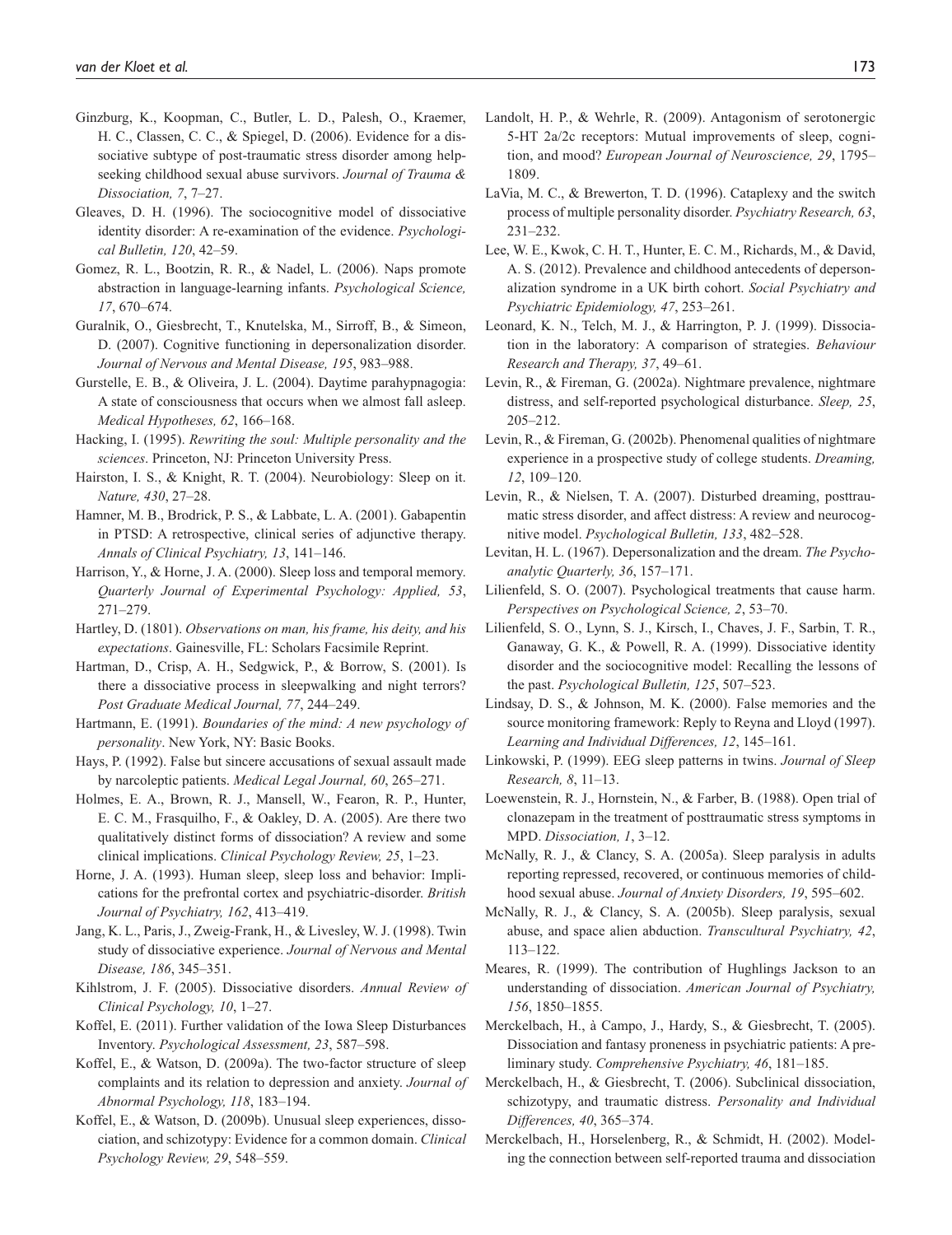Ginzburg, K., Koopman, C., Butler, L. D., Palesh, O., Kraemer, H. C., Classen, C. C., & Spiegel, D. (2006). Evidence for a dissociative subtype of post-traumatic stress disorder among help-seeking childhood sexual abuse survivors. *Journal of Trauma & Dissociation, 7*, 7–27.

Gleaves, D. H. (1996). The sociocognitive model of dissociative identity disorder: A re-examination of the evidence. *Psychological Bulletin, 120*, 42–59.

Gomez, R. L., Bootzin, R. R., & Nadel, L. (2006). Naps promote abstraction in language-learning infants. *Psychological Science, 17*, 670–674.

Guralnik, O., Giesbrecht, T., Knutelska, M., Sirroff, B., & Simeon, D. (2007). Cognitive functioning in depersonalization disorder. *Journal of Nervous and Mental Disease, 195*, 983–988.

Gurstelle, E. B., & Oliveira, J. L. (2004). Daytime parahypnagogia: A state of consciousness that occurs when we almost fall asleep. *Medical Hypotheses, 62*, 166–168.

Hacking, I. (1995). *Rewriting the soul: Multiple personality and the sciences*. Princeton, NJ: Princeton University Press.

Hairston, I. S., & Knight, R. T. (2004). Neurobiology: Sleep on it. *Nature, 430*, 27–28.

Hamner, M. B., Brodrick, P. S., & Labbate, L. A. (2001). Gabapentin in PTSD: A retrospective, clinical series of adjunctive therapy. *Annals of Clinical Psychiatry, 13*, 141–146.

Harrison, Y., & Horne, J. A. (2000). Sleep loss and temporal memory. *Quarterly Journal of Experimental Psychology: Applied, 53*, 271–279.

Hartley, D. (1801). *Observations on man, his frame, his deity, and his expectations*. Gainesville, FL: Scholars Facsimile Reprint.

Hartman, D., Crisp, A. H., Sedgwick, P., & Borrow, S. (2001). Is there a dissociative process in sleepwalking and night terrors? *Post Graduate Medical Journal, 77*, 244–249.

Hartmann, E. (1991). *Boundaries of the mind: A new psychology of personality*. New York, NY: Basic Books.

Hays, P. (1992). False but sincere accusations of sexual assault made by narcoleptic patients. *Medical Legal Journal, 60*, 265–271.

Holmes, E. A., Brown, R. J., Mansell, W., Fearon, R. P., Hunter, E. C. M., Frasquilho, F., & Oakley, D. A. (2005). Are there two qualitatively distinct forms of dissociation? A review and some clinical implications. *Clinical Psychology Review, 25*, 1–23.

Horne, J. A. (1993). Human sleep, sleep loss and behavior: Implications for the prefrontal cortex and psychiatric-disorder. *British Journal of Psychiatry, 162*, 413–419.

Jang, K. L., Paris, J., Zweig-Frank, H., & Livesley, W. J. (1998). Twin study of dissociative experience. *Journal of Nervous and Mental Disease, 186*, 345–351.

Kihlstrom, J. F. (2005). Dissociative disorders. *Annual Review of Clinical Psychology, 10*, 1–27.

Koffel, E. (2011). Further validation of the Iowa Sleep Disturbances Inventory. *Psychological Assessment, 23*, 587–598.

Koffel, E., & Watson, D. (2009a). The two-factor structure of sleep complaints and its relation to depression and anxiety. *Journal of Abnormal Psychology, 118*, 183–194.

Koffel, E., & Watson, D. (2009b). Unusual sleep experiences, dissociation, and schizotypy: Evidence for a common domain. *Clinical Psychology Review, 29*, 548–559.

Landolt, H. P., & Wehrle, R. (2009). Antagonism of serotonergic 5-HT 2a/2c receptors: Mutual improvements of sleep, cognition, and mood? *European Journal of Neuroscience, 29*, 1795–1809.

LaVia, M. C., & Brewerton, T. D. (1996). Cataplexy and the switch process of multiple personality disorder. *Psychiatry Research, 63*, 231–232.

Lee, W. E., Kwok, C. H. T., Hunter, E. C. M., Richards, M., & David, A. S. (2012). Prevalence and childhood antecedents of depersonalization syndrome in a UK birth cohort. *Social Psychiatry and Psychiatric Epidemiology, 47*, 253–261.

Leonard, K. N., Telch, M. J., & Harrington, P. J. (1999). Dissociation in the laboratory: A comparison of strategies. *Behaviour Research and Therapy, 37*, 49–61.

Levin, R., & Fireman, G. (2002a). Nightmare prevalence, nightmare distress, and self-reported psychological disturbance. *Sleep, 25*, 205–212.

Levin, R., & Fireman, G. (2002b). Phenomenal qualities of nightmare experience in a prospective study of college students. *Dreaming, 12*, 109–120.

Levin, R., & Nielsen, T. A. (2007). Disturbed dreaming, posttraumatic stress disorder, and affect distress: A review and neurocognitive model. *Psychological Bulletin, 133*, 482–528.

Levitan, H. L. (1967). Depersonalization and the dream. *The Psychoanalytic Quarterly, 36*, 157–171.

Lilienfeld, S. O. (2007). Psychological treatments that cause harm. *Perspectives on Psychological Science, 2*, 53–70.

Lilienfeld, S. O., Lynn, S. J., Kirsch, I., Chaves, J. F., Sarbin, T. R., Ganaway, G. K., & Powell, R. A. (1999). Dissociative identity disorder and the sociocognitive model: Recalling the lessons of the past. *Psychological Bulletin, 125*, 507–523.

Lindsay, D. S., & Johnson, M. K. (2000). False memories and the source monitoring framework: Reply to Reyna and Lloyd (1997). *Learning and Individual Differences, 12*, 145–161.

Linkowski, P. (1999). EEG sleep patterns in twins. *Journal of Sleep Research, 8*, 11–13.

Loewenstein, R. J., Hornstein, N., & Farber, B. (1988). Open trial of clonazepam in the treatment of posttraumatic stress symptoms in MPD. *Dissociation, 1*, 3–12.

McNally, R. J., & Clancy, S. A. (2005a). Sleep paralysis in adults reporting repressed, recovered, or continuous memories of childhood sexual abuse. *Journal of Anxiety Disorders, 19*, 595–602.

McNally, R. J., & Clancy, S. A. (2005b). Sleep paralysis, sexual abuse, and space alien abduction. *Transcultural Psychiatry, 42*, 113–122.

Meares, R. (1999). The contribution of Hughlings Jackson to an understanding of dissociation. *American Journal of Psychiatry, 156*, 1850–1855.

Merckelbach, H., à Campo, J., Hardy, S., & Giesbrecht, T. (2005). Dissociation and fantasy proneness in psychiatric patients: A preliminary study. *Comprehensive Psychiatry, 46*, 181–185.

Merckelbach, H., & Giesbrecht, T. (2006). Subclinical dissociation, schizotypy, and traumatic distress. *Personality and Individual Differences, 40*, 365–374.

Merckelbach, H., Horselenberg, R., & Schmidt, H. (2002). Modeling the connection between self-reported trauma and dissociation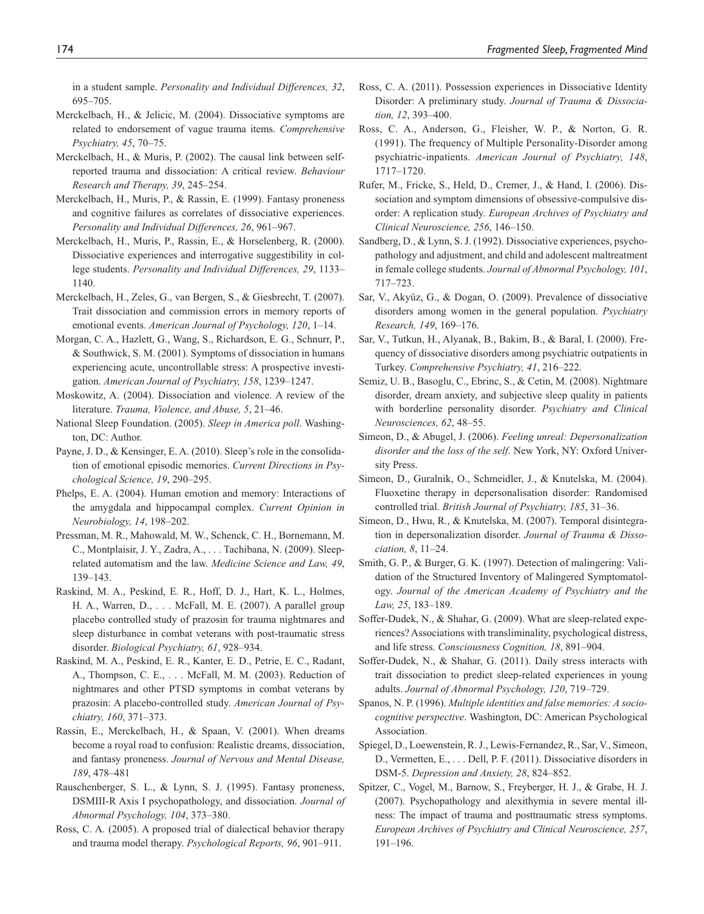in a student sample. *Personality and Individual Differences, 32*, 695–705.

Merckelbach, H., & Jelicic, M. (2004). Dissociative symptoms are related to endorsement of vague trauma items. *Comprehensive Psychiatry, 45*, 70–75.

Merckelbach, H., & Muris, P. (2002). The causal link between self-reported trauma and dissociation: A critical review. *Behaviour Research and Therapy, 39*, 245–254.

Merckelbach, H., Muris, P., & Rassin, E. (1999). Fantasy proneness and cognitive failures as correlates of dissociative experiences. *Personality and Individual Differences, 26*, 961–967.

Merckelbach, H., Muris, P., Rassin, E., & Horselenberg, R. (2000). Dissociative experiences and interrogative suggestibility in college students. *Personality and Individual Differences, 29*, 1133–1140.

Merckelbach, H., Zeles, G., van Bergen, S., & Giesbrecht, T. (2007). Trait dissociation and commission errors in memory reports of emotional events. *American Journal of Psychology, 120*, 1–14.

Morgan, C. A., Hazlett, G., Wang, S., Richardson, E. G., Schnurr, P., & Southwick, S. M. (2001). Symptoms of dissociation in humans experiencing acute, uncontrollable stress: A prospective investigation. *American Journal of Psychiatry, 158*, 1239–1247.

Moskowitz, A. (2004). Dissociation and violence. A review of the literature. *Trauma, Violence, and Abuse, 5*, 21–46.

National Sleep Foundation. (2005). *Sleep in America poll*. Washington, DC: Author.

Payne, J. D., & Kensinger, E. A. (2010). Sleep's role in the consolidation of emotional episodic memories. *Current Directions in Psychological Science, 19*, 290–295.

Phelps, E. A. (2004). Human emotion and memory: Interactions of the amygdala and hippocampal complex. *Current Opinion in Neurobiology, 14*, 198–202.

Pressman, M. R., Mahowald, M. W., Schenck, C. H., Bornemann, M. C., Montplaisir, J. Y., Zadra, A., . . . Tachibana, N. (2009). Sleep-related automatism and the law. *Medicine Science and Law, 49*, 139–143.

Raskind, M. A., Peskind, E. R., Hoff, D. J., Hart, K. L., Holmes, H. A., Warren, D., . . . McFall, M. E. (2007). A parallel group placebo controlled study of prazosin for trauma nightmares and sleep disturbance in combat veterans with post-traumatic stress disorder. *Biological Psychiatry, 61*, 928–934.

Raskind, M. A., Peskind, E. R., Kanter, E. D., Petrie, E. C., Radant, A., Thompson, C. E., . . . McFall, M. M. (2003). Reduction of nightmares and other PTSD symptoms in combat veterans by prazosin: A placebo-controlled study. *American Journal of Psychiatry, 160*, 371–373.

Rassin, E., Merckelbach, H., & Spaan, V. (2001). When dreams become a royal road to confusion: Realistic dreams, dissociation, and fantasy proneness. *Journal of Nervous and Mental Disease, 189*, 478–481

Rauschenberger, S. L., & Lynn, S. J. (1995). Fantasy proneness, DSMIII-R Axis I psychopathology, and dissociation. *Journal of Abnormal Psychology, 104*, 373–380.

Ross, C. A. (2005). A proposed trial of dialectical behavior therapy and trauma model therapy. *Psychological Reports, 96*, 901–911.

Ross, C. A. (2011). Possession experiences in Dissociative Identity Disorder: A preliminary study. *Journal of Trauma & Dissociation, 12*, 393–400.

Ross, C. A., Anderson, G., Fleisher, W. P., & Norton, G. R. (1991). The frequency of Multiple Personality-Disorder among psychiatric-inpatients. *American Journal of Psychiatry, 148*, 1717–1720.

Rufer, M., Fricke, S., Held, D., Cremer, J., & Hand, I. (2006). Dissociation and symptom dimensions of obsessive-compulsive disorder: A replication study. *European Archives of Psychiatry and Clinical Neuroscience, 256*, 146–150.

Sandberg, D., & Lynn, S. J. (1992). Dissociative experiences, psychopathology and adjustment, and child and adolescent maltreatment in female college students. *Journal of Abnormal Psychology, 101*, 717–723.

Sar, V., Akyüz, G., & Dogan, O. (2009). Prevalence of dissociative disorders among women in the general population. *Psychiatry Research, 149*, 169–176.

Sar, V., Tutkun, H., Alyanak, B., Bakim, B., & Baral, I. (2000). Frequency of dissociative disorders among psychiatric outpatients in Turkey. *Comprehensive Psychiatry, 41*, 216–222.

Semiz, U. B., Basoglu, C., Ebrinc, S., & Cetin, M. (2008). Nightmare disorder, dream anxiety, and subjective sleep quality in patients with borderline personality disorder. *Psychiatry and Clinical Neurosciences, 62*, 48–55.

Simeon, D., & Abugel, J. (2006). *Feeling unreal: Depersonalization disorder and the loss of the self*. New York, NY: Oxford University Press.

Simeon, D., Guralnik, O., Schmeidler, J., & Knutelska, M. (2004). Fluoxetine therapy in depersonalisation disorder: Randomised controlled trial. *British Journal of Psychiatry, 185*, 31–36.

Simeon, D., Hwu, R., & Knutelska, M. (2007). Temporal disintegration in depersonalization disorder. *Journal of Trauma & Dissociation, 8*, 11–24.

Smith, G. P., & Burger, G. K. (1997). Detection of malingering: Validation of the Structured Inventory of Malingered Symptomatology. *Journal of the American Academy of Psychiatry and the Law, 25*, 183–189.

Soffer-Dudek, N., & Shahar, G. (2009). What are sleep-related experiences? Associations with transliminality, psychological distress, and life stress. *Consciousness Cognition, 18*, 891–904.

Soffer-Dudek, N., & Shahar, G. (2011). Daily stress interacts with trait dissociation to predict sleep-related experiences in young adults. *Journal of Abnormal Psychology, 120*, 719–729.

Spanos, N. P. (1996). *Multiple identities and false memories: A sociocognitive perspective*. Washington, DC: American Psychological Association.

Spiegel, D., Loewenstein, R. J., Lewis-Fernandez, R., Sar, V., Simeon, D., Vermetten, E., . . . Dell, P. F. (2011). Dissociative disorders in DSM-5. *Depression and Anxiety, 28*, 824–852.

Spitzer, C., Vogel, M., Barnow, S., Freyberger, H. J., & Grabe, H. J. (2007). Psychopathology and alexithymia in severe mental illness: The impact of trauma and posttraumatic stress symptoms. *European Archives of Psychiatry and Clinical Neuroscience, 257*, 191–196.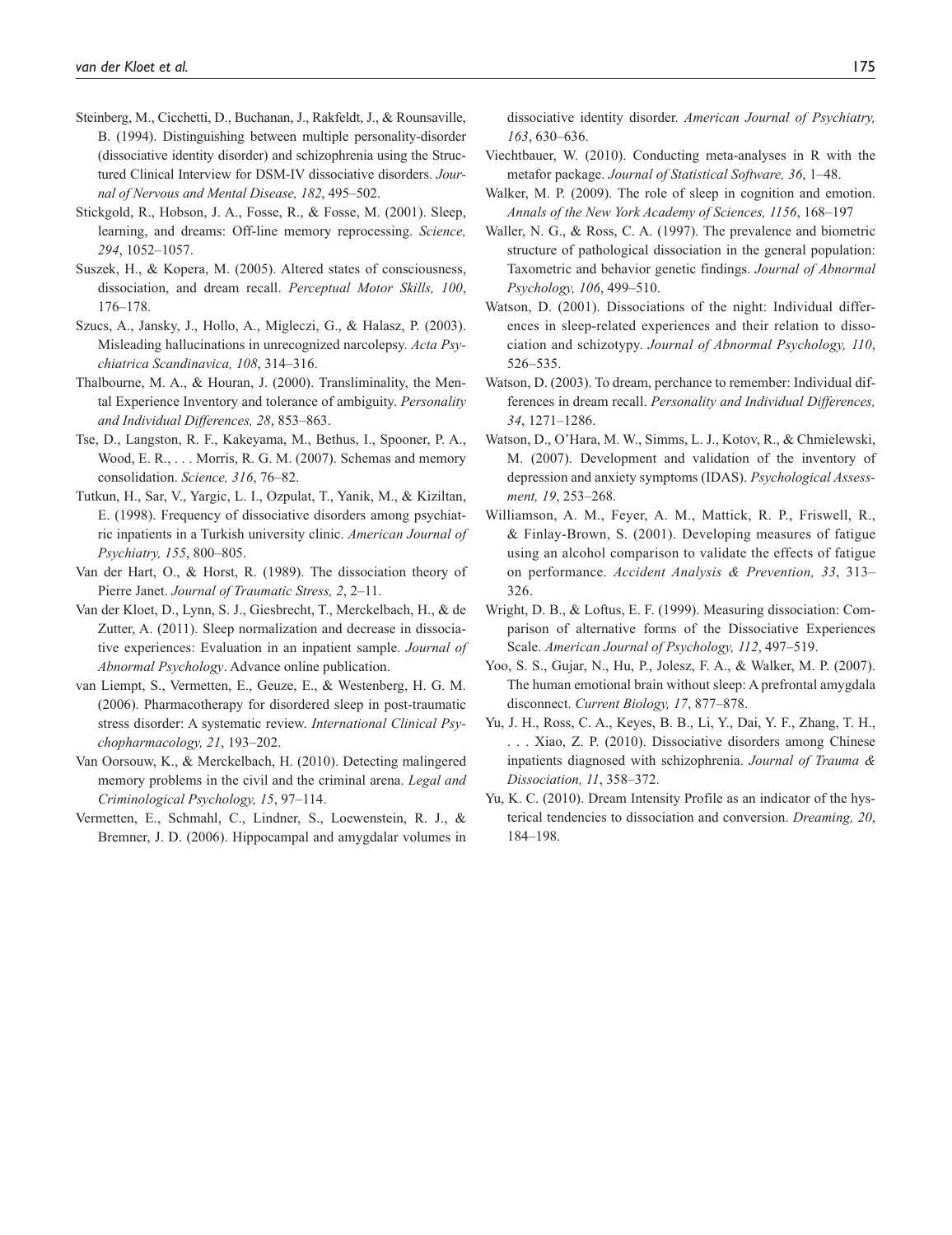Steinberg, M., Cicchetti, D., Buchanan, J., Rakfeldt, J., & Rounsaville, B. (1994). Distinguishing between multiple personality-disorder (dissociative identity disorder) and schizophrenia using the Structured Clinical Interview for DSM-IV dissociative disorders. *Journal of Nervous and Mental Disease, 182*, 495–502.

Stickgold, R., Hobson, J. A., Fosse, R., & Fosse, M. (2001). Sleep, learning, and dreams: Off-line memory reprocessing. *Science, 294*, 1052–1057.

Suszek, H., & Kopera, M. (2005). Altered states of consciousness, dissociation, and dream recall. *Perceptual Motor Skills, 100*, 176–178.

Szucs, A., Jansky, J., Hollo, A., Migleczi, G., & Halasz, P. (2003). Misleading hallucinations in unrecognized narcolepsy. *Acta Psychiatrica Scandinavica, 108*, 314–316.

Thalbourne, M. A., & Houran, J. (2000). Transliminality, the Mental Experience Inventory and tolerance of ambiguity. *Personality and Individual Differences, 28*, 853–863.

Tse, D., Langston, R. F., Kakeyama, M., Bethus, I., Spooner, P. A., Wood, E. R., . . . Morris, R. G. M. (2007). Schemas and memory consolidation. *Science, 316*, 76–82.

Tutkun, H., Sar, V., Yargic, L. I., Ozpulat, T., Yanik, M., & Kiziltan, E. (1998). Frequency of dissociative disorders among psychiatric inpatients in a Turkish university clinic. *American Journal of Psychiatry, 155*, 800–805.

Van der Hart, O., & Horst, R. (1989). The dissociation theory of Pierre Janet. *Journal of Traumatic Stress, 2*, 2–11.

Van der Kloet, D., Lynn, S. J., Giesbrecht, T., Merckelbach, H., & de Zutter, A. (2011). Sleep normalization and decrease in dissociative experiences: Evaluation in an inpatient sample. *Journal of Abnormal Psychology*. Advance online publication.

van Liempt, S., Vermetten, E., Geuze, E., & Westenberg, H. G. M. (2006). Pharmacotherapy for disordered sleep in post-traumatic stress disorder: A systematic review. *International Clinical Psychopharmacology, 21*, 193–202.

Van Oorsouw, K., & Merckelbach, H. (2010). Detecting malingered memory problems in the civil and the criminal arena. *Legal and Criminological Psychology, 15*, 97–114.

Vermetten, E., Schmahl, C., Lindner, S., Loewenstein, R. J., & Bremner, J. D. (2006). Hippocampal and amygdalar volumes in dissociative identity disorder. *American Journal of Psychiatry, 163*, 630–636.

Viechtbauer, W. (2010). Conducting meta-analyses in R with the metafor package. *Journal of Statistical Software, 36*, 1–48.

Walker, M. P. (2009). The role of sleep in cognition and emotion. *Annals of the New York Academy of Sciences, 1156*, 168–197

Waller, N. G., & Ross, C. A. (1997). The prevalence and biometric structure of pathological dissociation in the general population: Taxometric and behavior genetic findings. *Journal of Abnormal Psychology, 106*, 499–510.

Watson, D. (2001). Dissociations of the night: Individual differences in sleep-related experiences and their relation to dissociation and schizotypy. *Journal of Abnormal Psychology, 110*, 526–535.

Watson, D. (2003). To dream, perchance to remember: Individual differences in dream recall. *Personality and Individual Differences, 34*, 1271–1286.

Watson, D., O'Hara, M. W., Simms, L. J., Kotov, R., & Chmielewski, M. (2007). Development and validation of the inventory of depression and anxiety symptoms (IDAS). *Psychological Assessment, 19*, 253–268.

Williamson, A. M., Feyer, A. M., Mattick, R. P., Friswell, R., & Finlay-Brown, S. (2001). Developing measures of fatigue using an alcohol comparison to validate the effects of fatigue on performance. *Accident Analysis & Prevention, 33*, 313–326.

Wright, D. B., & Loftus, E. F. (1999). Measuring dissociation: Comparison of alternative forms of the Dissociative Experiences Scale. *American Journal of Psychology, 112*, 497–519.

Yoo, S. S., Gujar, N., Hu, P., Jolesz, F. A., & Walker, M. P. (2007). The human emotional brain without sleep: A prefrontal amygdala disconnect. *Current Biology, 17*, 877–878.

Yu, J. H., Ross, C. A., Keyes, B. B., Li, Y., Dai, Y. F., Zhang, T. H., . . . Xiao, Z. P. (2010). Dissociative disorders among Chinese inpatients diagnosed with schizophrenia. *Journal of Trauma & Dissociation, 11*, 358–372.

Yu, K. C. (2010). Dream Intensity Profile as an indicator of the hysterical tendencies to dissociation and conversion. *Dreaming, 20*, 184–198.